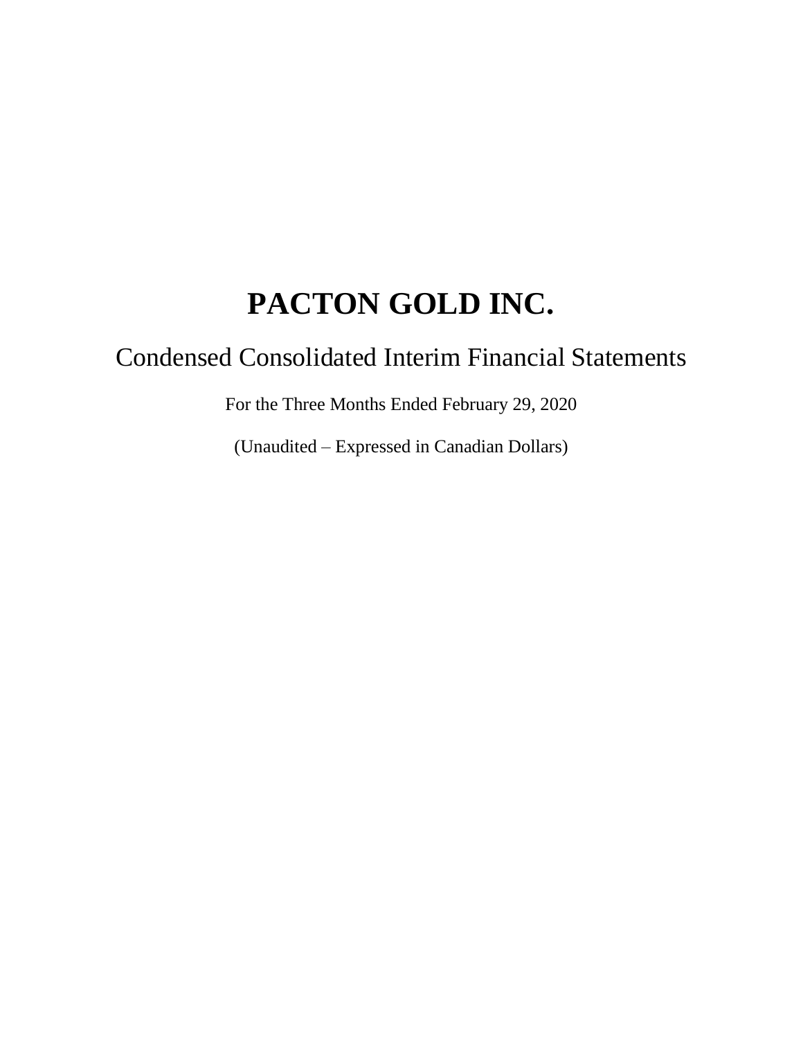# PACTON GOLD INC.

## Condensed Consolidated Interim Financial Statements

For the Three Months Ended February 29, 2020

(Unaudited – Expressed in Canadian Dollars)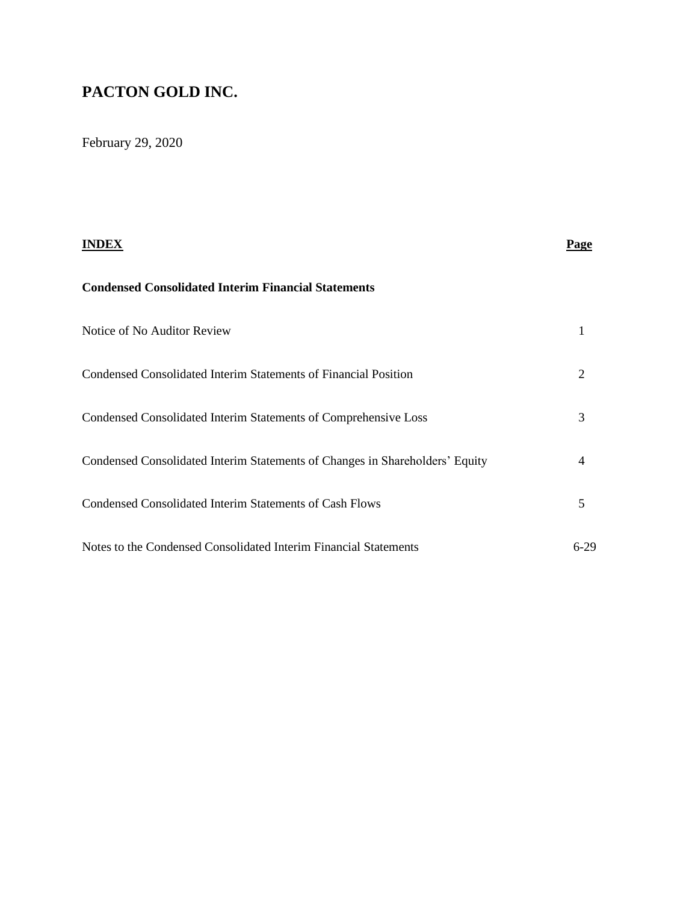# PACTON GOLD INC.

February 29, 2020

| **INDEX** | **Page** |
|---|---|
| **Condensed Consolidated Interim Financial Statements** | |
| Notice of No Auditor Review | 1 |
| Condensed Consolidated Interim Statements of Financial Position | 2 |
| Condensed Consolidated Interim Statements of Comprehensive Loss | 3 |
| Condensed Consolidated Interim Statements of Changes in Shareholders' Equity | 4 |
| Condensed Consolidated Interim Statements of Cash Flows | 5 |
| Notes to the Condensed Consolidated Interim Financial Statements | 6-29 |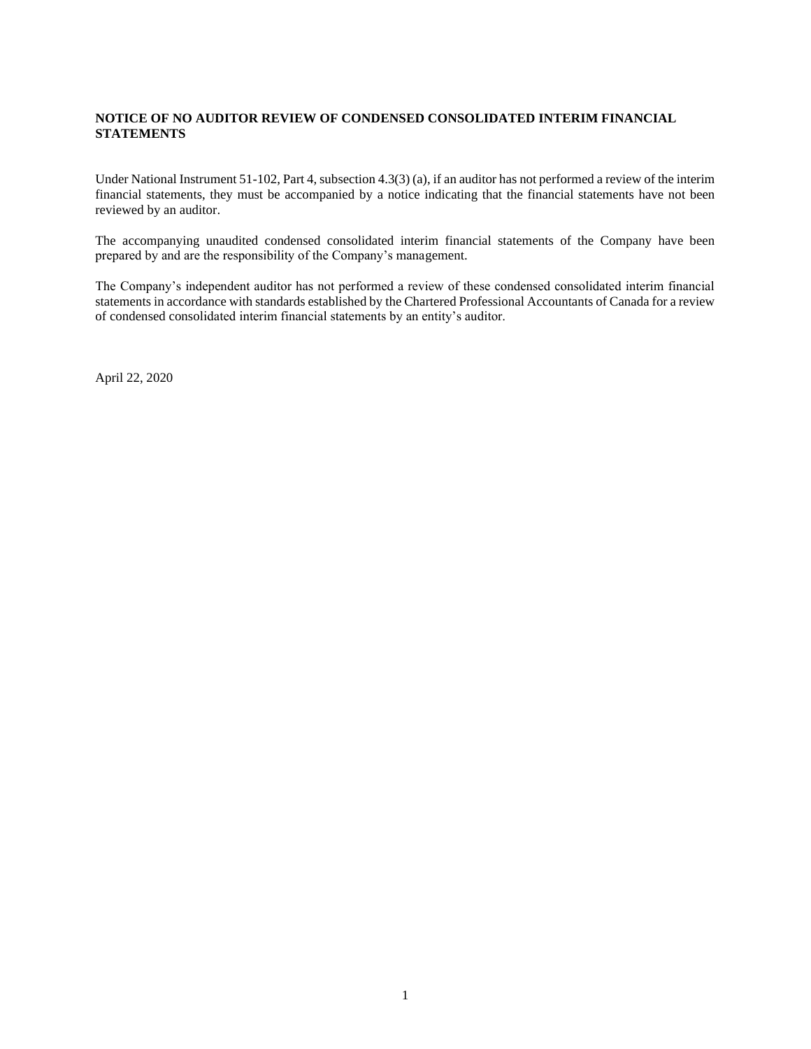**NOTICE OF NO AUDITOR REVIEW OF CONDENSED CONSOLIDATED INTERIM FINANCIAL STATEMENTS**

Under National Instrument 51-102, Part 4, subsection 4.3(3) (a), if an auditor has not performed a review of the interim financial statements, they must be accompanied by a notice indicating that the financial statements have not been reviewed by an auditor.

The accompanying unaudited condensed consolidated interim financial statements of the Company have been prepared by and are the responsibility of the Company's management.

The Company's independent auditor has not performed a review of these condensed consolidated interim financial statements in accordance with standards established by the Chartered Professional Accountants of Canada for a review of condensed consolidated interim financial statements by an entity's auditor.

April 22, 2020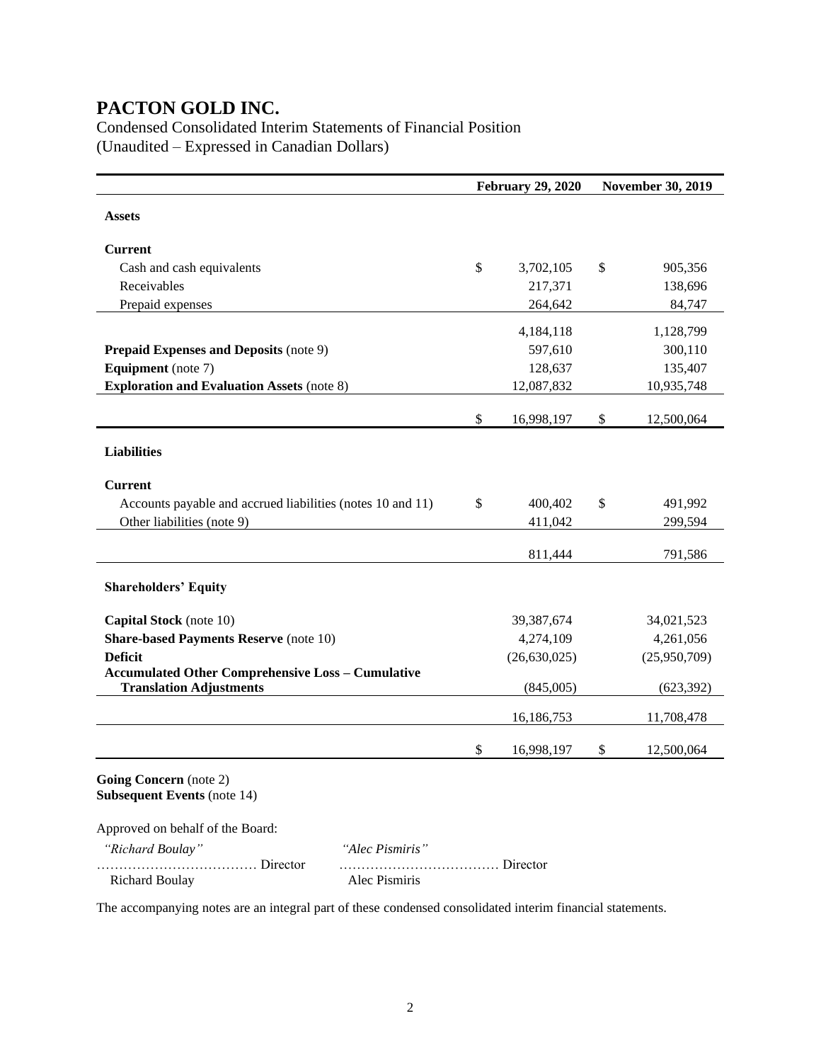# PACTON GOLD INC.

Condensed Consolidated Interim Statements of Financial Position
(Unaudited – Expressed in Canadian Dollars)

| | February 29, 2020 | November 30, 2019 |
|---|---|---|
| **Assets** | | |
| **Current** | | |
| Cash and cash equivalents | $ 3,702,105 | $ 905,356 |
| Receivables | 217,371 | 138,696 |
| Prepaid expenses | 264,642 | 84,747 |
| | 4,184,118 | 1,128,799 |
| **Prepaid Expenses and Deposits** (note 9) | 597,610 | 300,110 |
| **Equipment** (note 7) | 128,637 | 135,407 |
| **Exploration and Evaluation Assets** (note 8) | 12,087,832 | 10,935,748 |
| | $ 16,998,197 | $ 12,500,064 |
| **Liabilities** | | |
| **Current** | | |
| Accounts payable and accrued liabilities (notes 10 and 11) | $ 400,402 | $ 491,992 |
| Other liabilities (note 9) | 411,042 | 299,594 |
| | 811,444 | 791,586 |
| **Shareholders' Equity** | | |
| **Capital Stock** (note 10) | 39,387,674 | 34,021,523 |
| **Share-based Payments Reserve** (note 10) | 4,274,109 | 4,261,056 |
| **Deficit** | (26,630,025) | (25,950,709) |
| **Accumulated Other Comprehensive Loss – Cumulative Translation Adjustments** | (845,005) | (623,392) |
| | 16,186,753 | 11,708,478 |
| | $ 16,998,197 | $ 12,500,064 |

**Going Concern** (note 2)
**Subsequent Events** (note 14)

Approved on behalf of the Board:

| *"Richard Boulay"* | *"Alec Pismiris"* |
|---|---|
| ……………………………… Director | ……………………………… Director |
| Richard Boulay | Alec Pismiris |

The accompanying notes are an integral part of these condensed consolidated interim financial statements.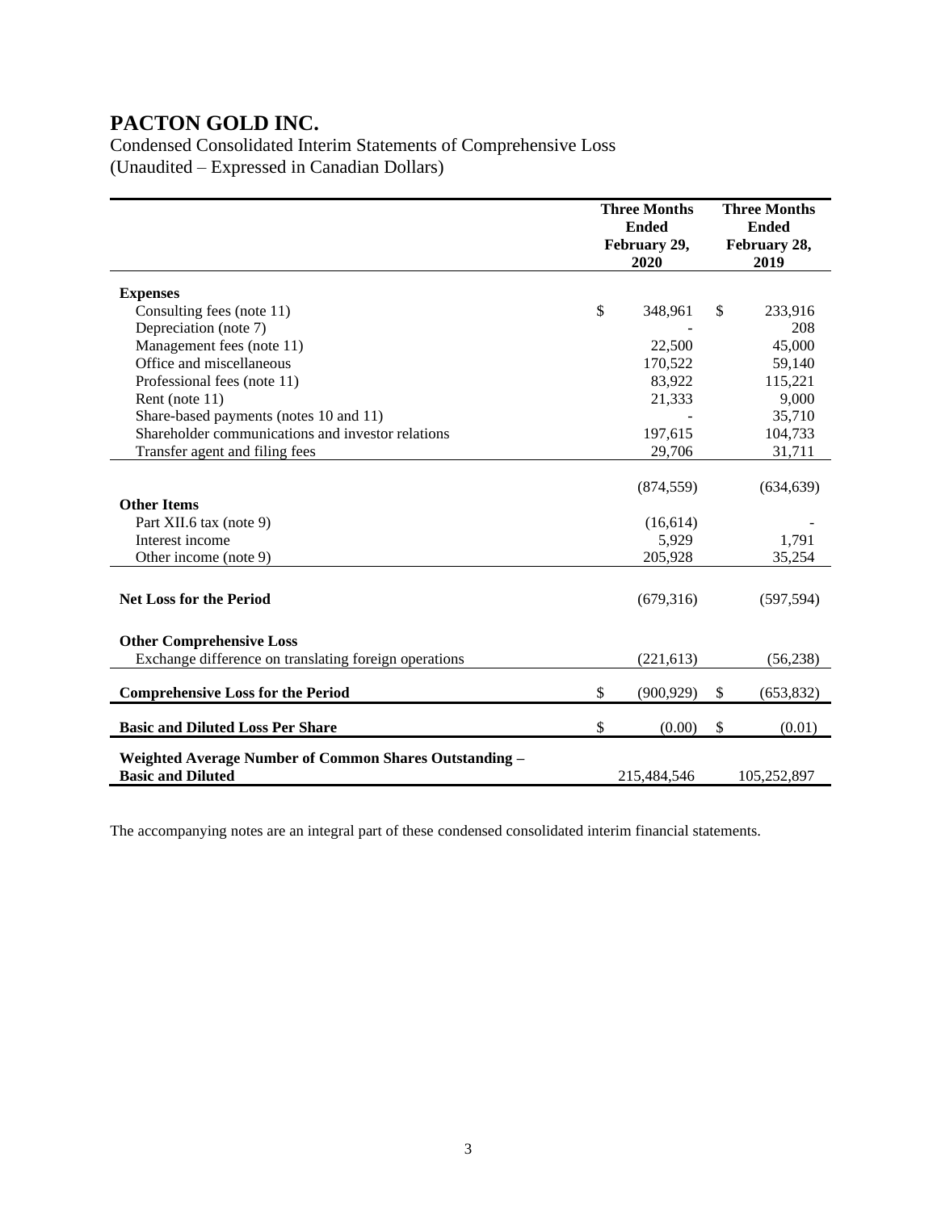# PACTON GOLD INC.

Condensed Consolidated Interim Statements of Comprehensive Loss
(Unaudited – Expressed in Canadian Dollars)

| | Three Months Ended February 29, 2020 | Three Months Ended February 28, 2019 |
|---|---|---|
| **Expenses** | | |
| Consulting fees (note 11) | $ 348,961 | $ 233,916 |
| Depreciation (note 7) | - | 208 |
| Management fees (note 11) | 22,500 | 45,000 |
| Office and miscellaneous | 170,522 | 59,140 |
| Professional fees (note 11) | 83,922 | 115,221 |
| Rent (note 11) | 21,333 | 9,000 |
| Share-based payments (notes 10 and 11) | - | 35,710 |
| Shareholder communications and investor relations | 197,615 | 104,733 |
| Transfer agent and filing fees | 29,706 | 31,711 |
| | (874,559) | (634,639) |
| **Other Items** | | |
| Part XII.6 tax (note 9) | (16,614) | - |
| Interest income | 5,929 | 1,791 |
| Other income (note 9) | 205,928 | 35,254 |
| **Net Loss for the Period** | (679,316) | (597,594) |
| **Other Comprehensive Loss** | | |
| Exchange difference on translating foreign operations | (221,613) | (56,238) |
| **Comprehensive Loss for the Period** | $ (900,929) | $ (653,832) |
| **Basic and Diluted Loss Per Share** | $ (0.00) | $ (0.01) |
| **Weighted Average Number of Common Shares Outstanding – Basic and Diluted** | 215,484,546 | 105,252,897 |

The accompanying notes are an integral part of these condensed consolidated interim financial statements.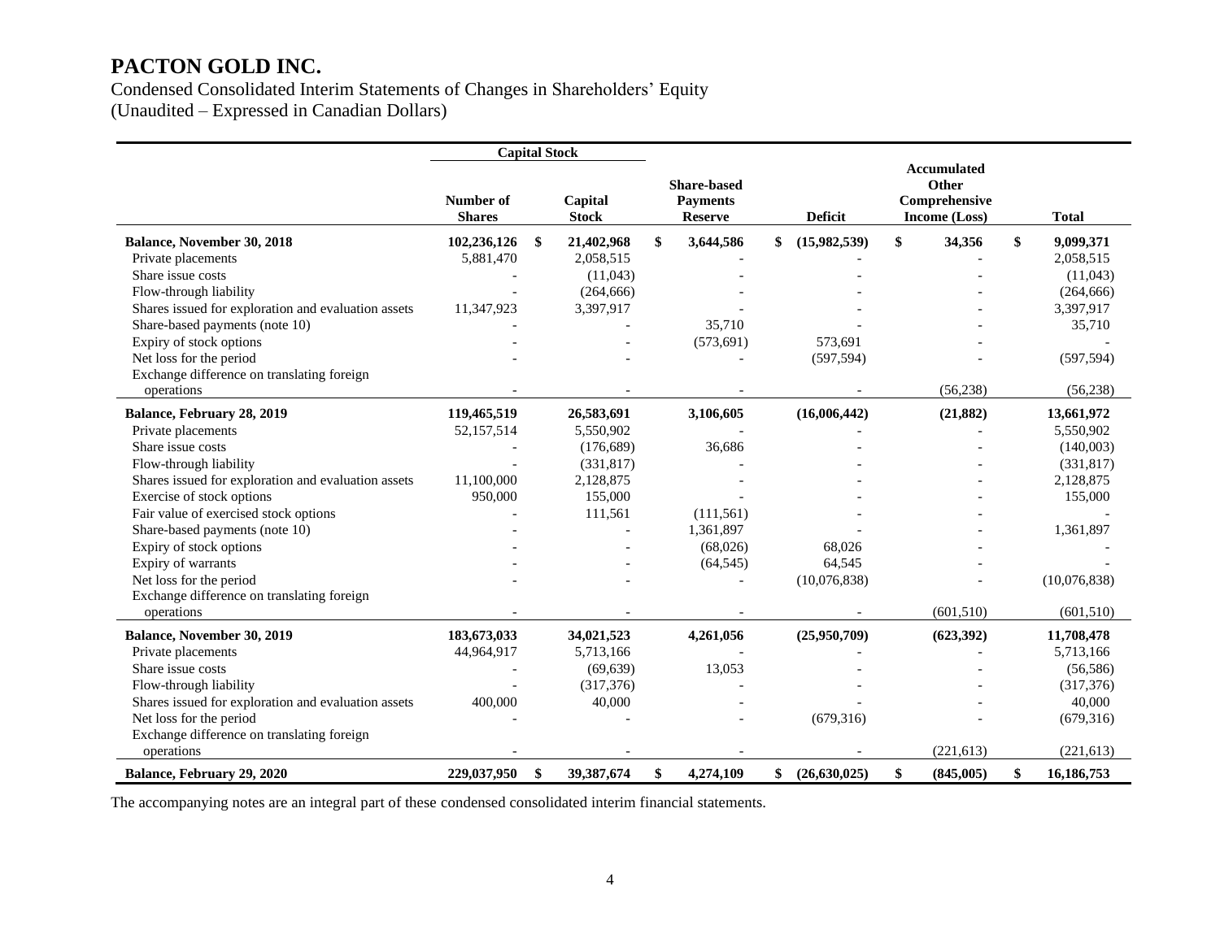# PACTON GOLD INC.

Condensed Consolidated Interim Statements of Changes in Shareholders' Equity
(Unaudited – Expressed in Canadian Dollars)

| | Capital Stock | | | | | |
|---|---|---|---|---|---|---|
| | **Number of Shares** | **Capital Stock** | **Share-based Payments Reserve** | **Deficit** | **Accumulated Other Comprehensive Income (Loss)** | **Total** |
| **Balance, November 30, 2018** | **102,236,126** | **$ 21,402,968** | **$ 3,644,586** | **$ (15,982,539)** | **$ 34,356** | **$ 9,099,371** |
| Private placements | 5,881,470 | 2,058,515 | - | - | - | 2,058,515 |
| Share issue costs | - | (11,043) | - | - | - | (11,043) |
| Flow-through liability | - | (264,666) | - | - | - | (264,666) |
| Shares issued for exploration and evaluation assets | 11,347,923 | 3,397,917 | - | - | - | 3,397,917 |
| Share-based payments (note 10) | - | - | 35,710 | - | - | 35,710 |
| Expiry of stock options | - | - | (573,691) | 573,691 | - | - |
| Net loss for the period | - | - | - | (597,594) | - | (597,594) |
| Exchange difference on translating foreign operations | - | - | - | - | (56,238) | (56,238) |
| **Balance, February 28, 2019** | **119,465,519** | **26,583,691** | **3,106,605** | **(16,006,442)** | **(21,882)** | **13,661,972** |
| Private placements | 52,157,514 | 5,550,902 | - | - | - | 5,550,902 |
| Share issue costs | - | (176,689) | 36,686 | - | - | (140,003) |
| Flow-through liability | - | (331,817) | - | - | - | (331,817) |
| Shares issued for exploration and evaluation assets | 11,100,000 | 2,128,875 | - | - | - | 2,128,875 |
| Exercise of stock options | 950,000 | 155,000 | - | - | - | 155,000 |
| Fair value of exercised stock options | - | 111,561 | (111,561) | - | - | - |
| Share-based payments (note 10) | - | - | 1,361,897 | - | - | 1,361,897 |
| Expiry of stock options | - | - | (68,026) | 68,026 | - | - |
| Expiry of warrants | - | - | (64,545) | 64,545 | - | - |
| Net loss for the period | - | - | - | (10,076,838) | - | (10,076,838) |
| Exchange difference on translating foreign operations | - | - | - | - | (601,510) | (601,510) |
| **Balance, November 30, 2019** | **183,673,033** | **34,021,523** | **4,261,056** | **(25,950,709)** | **(623,392)** | **11,708,478** |
| Private placements | 44,964,917 | 5,713,166 | - | - | - | 5,713,166 |
| Share issue costs | - | (69,639) | 13,053 | - | - | (56,586) |
| Flow-through liability | - | (317,376) | - | - | - | (317,376) |
| Shares issued for exploration and evaluation assets | 400,000 | 40,000 | - | - | - | 40,000 |
| Net loss for the period | - | - | - | (679,316) | - | (679,316) |
| Exchange difference on translating foreign operations | - | - | - | - | (221,613) | (221,613) |
| **Balance, February 29, 2020** | **229,037,950** | **$ 39,387,674** | **$ 4,274,109** | **$ (26,630,025)** | **$ (845,005)** | **$ 16,186,753** |

The accompanying notes are an integral part of these condensed consolidated interim financial statements.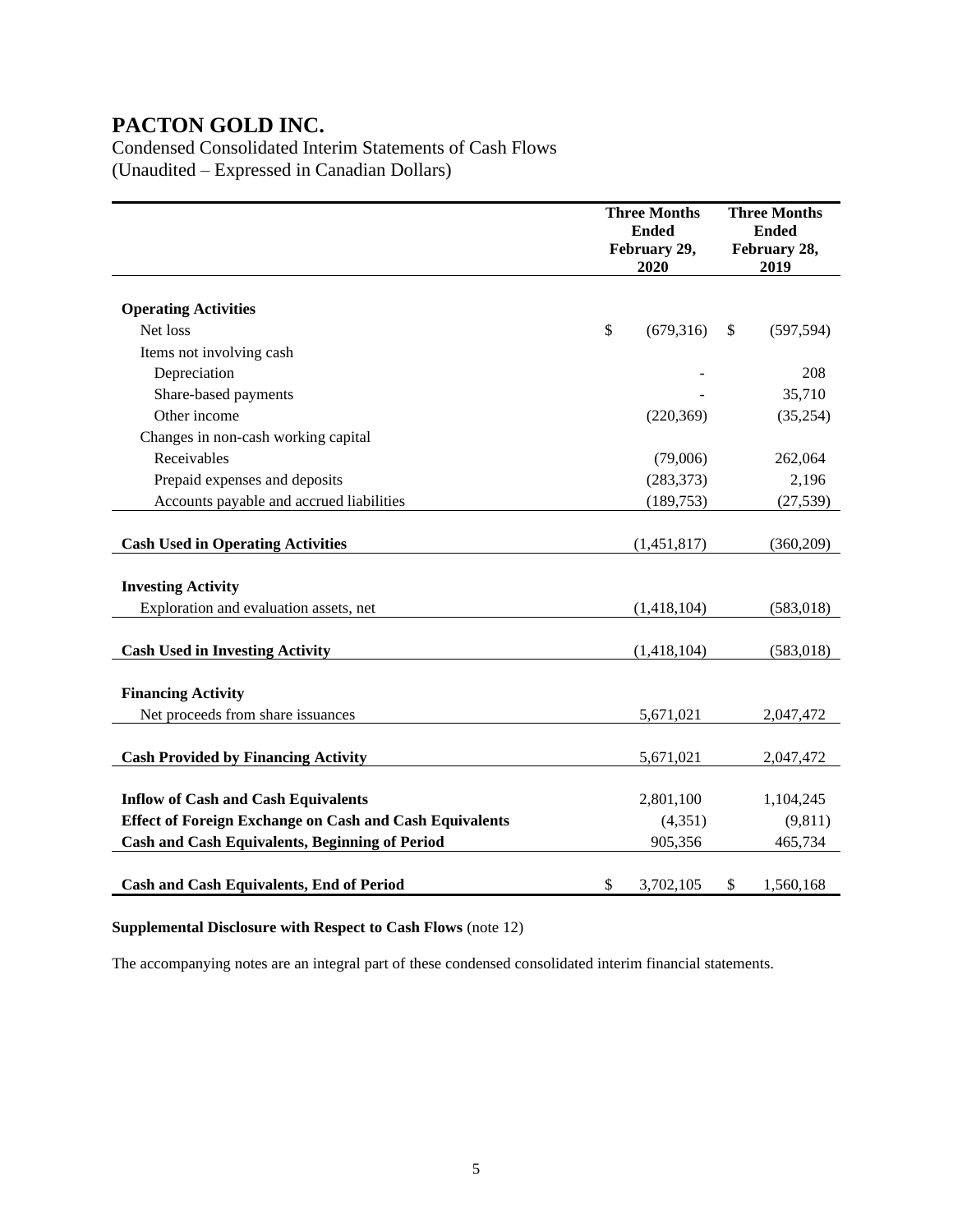# PACTON GOLD INC.

Condensed Consolidated Interim Statements of Cash Flows
(Unaudited – Expressed in Canadian Dollars)

| | Three Months Ended February 29, 2020 | Three Months Ended February 28, 2019 |
|---|---|---|
| **Operating Activities** | | |
| Net loss | $ (679,316) | $ (597,594) |
| Items not involving cash | | |
| Depreciation | - | 208 |
| Share-based payments | - | 35,710 |
| Other income | (220,369) | (35,254) |
| Changes in non-cash working capital | | |
| Receivables | (79,006) | 262,064 |
| Prepaid expenses and deposits | (283,373) | 2,196 |
| Accounts payable and accrued liabilities | (189,753) | (27,539) |
| **Cash Used in Operating Activities** | (1,451,817) | (360,209) |
| **Investing Activity** | | |
| Exploration and evaluation assets, net | (1,418,104) | (583,018) |
| **Cash Used in Investing Activity** | (1,418,104) | (583,018) |
| **Financing Activity** | | |
| Net proceeds from share issuances | 5,671,021 | 2,047,472 |
| **Cash Provided by Financing Activity** | 5,671,021 | 2,047,472 |
| **Inflow of Cash and Cash Equivalents** | 2,801,100 | 1,104,245 |
| **Effect of Foreign Exchange on Cash and Cash Equivalents** | (4,351) | (9,811) |
| **Cash and Cash Equivalents, Beginning of Period** | 905,356 | 465,734 |
| **Cash and Cash Equivalents, End of Period** | $ 3,702,105 | $ 1,560,168 |

**Supplemental Disclosure with Respect to Cash Flows** (note 12)

The accompanying notes are an integral part of these condensed consolidated interim financial statements.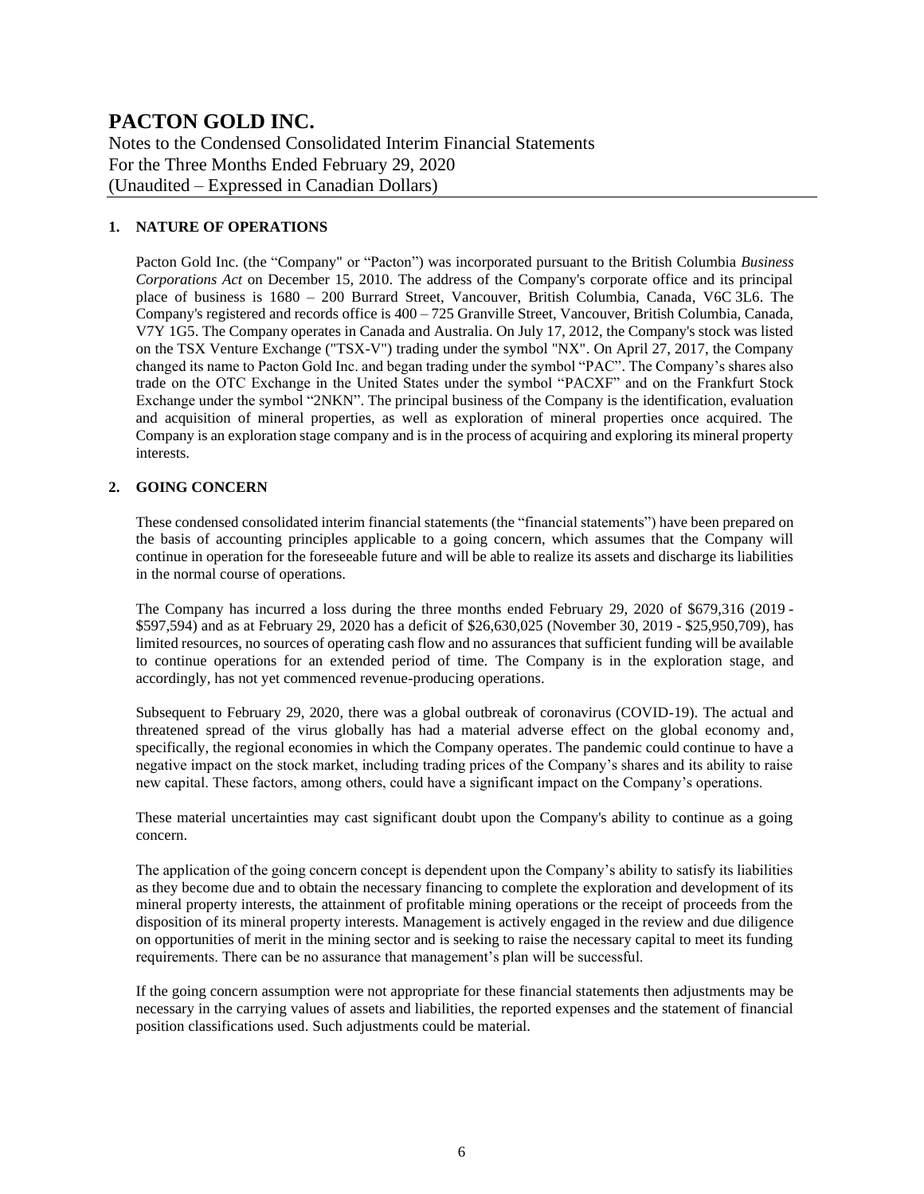# PACTON GOLD INC.

Notes to the Condensed Consolidated Interim Financial Statements
For the Three Months Ended February 29, 2020
(Unaudited – Expressed in Canadian Dollars)

## 1. NATURE OF OPERATIONS

Pacton Gold Inc. (the "Company" or "Pacton") was incorporated pursuant to the British Columbia *Business Corporations Act* on December 15, 2010. The address of the Company's corporate office and its principal place of business is 1680 – 200 Burrard Street, Vancouver, British Columbia, Canada, V6C 3L6. The Company's registered and records office is 400 – 725 Granville Street, Vancouver, British Columbia, Canada, V7Y 1G5. The Company operates in Canada and Australia. On July 17, 2012, the Company's stock was listed on the TSX Venture Exchange ("TSX-V") trading under the symbol "NX". On April 27, 2017, the Company changed its name to Pacton Gold Inc. and began trading under the symbol "PAC". The Company's shares also trade on the OTC Exchange in the United States under the symbol "PACXF" and on the Frankfurt Stock Exchange under the symbol "2NKN". The principal business of the Company is the identification, evaluation and acquisition of mineral properties, as well as exploration of mineral properties once acquired. The Company is an exploration stage company and is in the process of acquiring and exploring its mineral property interests.

## 2. GOING CONCERN

These condensed consolidated interim financial statements (the "financial statements") have been prepared on the basis of accounting principles applicable to a going concern, which assumes that the Company will continue in operation for the foreseeable future and will be able to realize its assets and discharge its liabilities in the normal course of operations.

The Company has incurred a loss during the three months ended February 29, 2020 of $679,316 (2019 - $597,594) and as at February 29, 2020 has a deficit of $26,630,025 (November 30, 2019 - $25,950,709), has limited resources, no sources of operating cash flow and no assurances that sufficient funding will be available to continue operations for an extended period of time. The Company is in the exploration stage, and accordingly, has not yet commenced revenue-producing operations.

Subsequent to February 29, 2020, there was a global outbreak of coronavirus (COVID-19). The actual and threatened spread of the virus globally has had a material adverse effect on the global economy and, specifically, the regional economies in which the Company operates. The pandemic could continue to have a negative impact on the stock market, including trading prices of the Company's shares and its ability to raise new capital. These factors, among others, could have a significant impact on the Company's operations.

These material uncertainties may cast significant doubt upon the Company's ability to continue as a going concern.

The application of the going concern concept is dependent upon the Company's ability to satisfy its liabilities as they become due and to obtain the necessary financing to complete the exploration and development of its mineral property interests, the attainment of profitable mining operations or the receipt of proceeds from the disposition of its mineral property interests. Management is actively engaged in the review and due diligence on opportunities of merit in the mining sector and is seeking to raise the necessary capital to meet its funding requirements. There can be no assurance that management's plan will be successful.

If the going concern assumption were not appropriate for these financial statements then adjustments may be necessary in the carrying values of assets and liabilities, the reported expenses and the statement of financial position classifications used. Such adjustments could be material.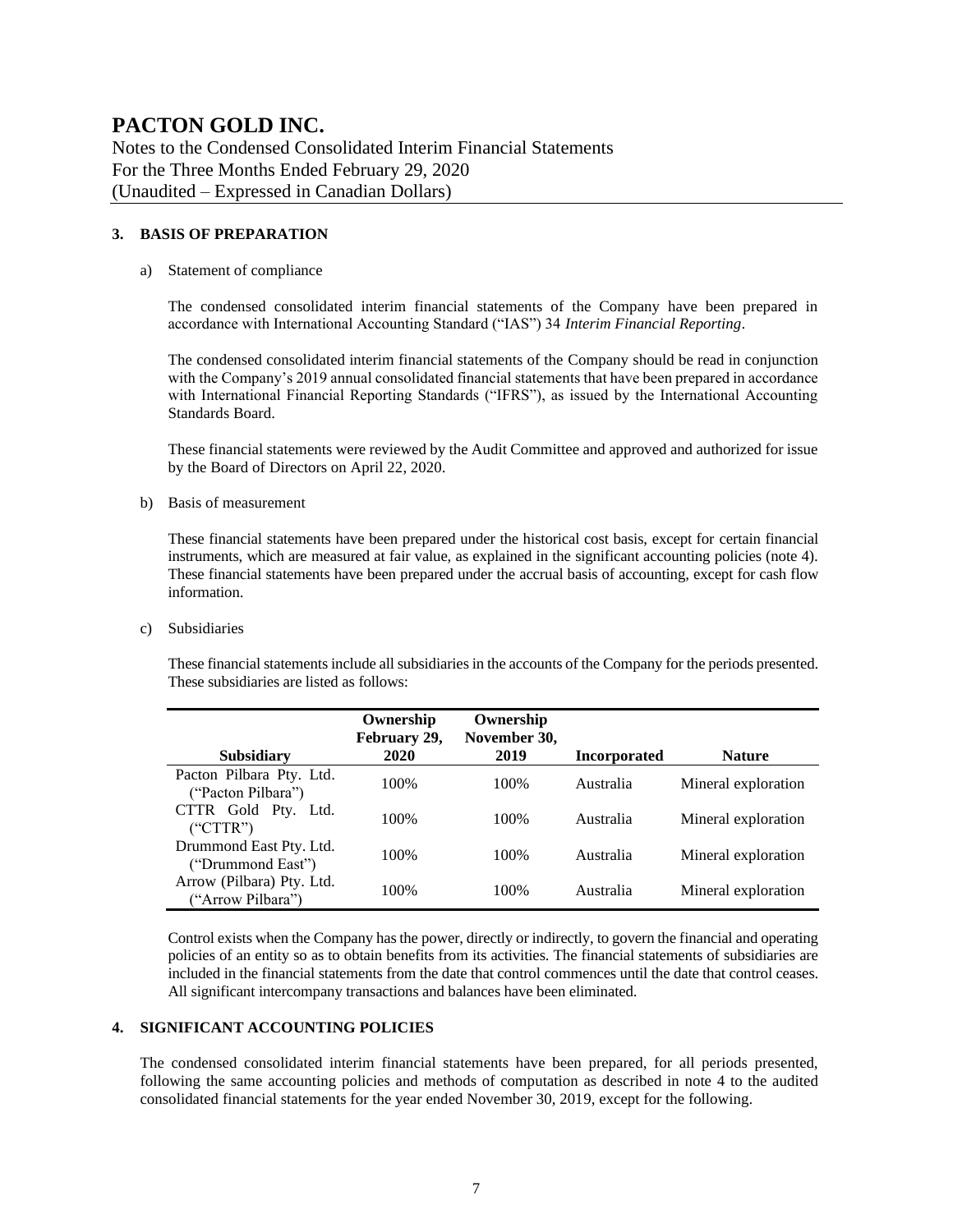## 3. BASIS OF PREPARATION

a) Statement of compliance

The condensed consolidated interim financial statements of the Company have been prepared in accordance with International Accounting Standard ("IAS") 34 *Interim Financial Reporting*.

The condensed consolidated interim financial statements of the Company should be read in conjunction with the Company's 2019 annual consolidated financial statements that have been prepared in accordance with International Financial Reporting Standards ("IFRS"), as issued by the International Accounting Standards Board.

These financial statements were reviewed by the Audit Committee and approved and authorized for issue by the Board of Directors on April 22, 2020.

b) Basis of measurement

These financial statements have been prepared under the historical cost basis, except for certain financial instruments, which are measured at fair value, as explained in the significant accounting policies (note 4). These financial statements have been prepared under the accrual basis of accounting, except for cash flow information.

c) Subsidiaries

These financial statements include all subsidiaries in the accounts of the Company for the periods presented. These subsidiaries are listed as follows:

| Subsidiary | Ownership February 29, 2020 | Ownership November 30, 2019 | Incorporated | Nature |
|---|---|---|---|---|
| Pacton Pilbara Pty. Ltd. ("Pacton Pilbara") | 100% | 100% | Australia | Mineral exploration |
| CTTR Gold Pty. Ltd. ("CTTR") | 100% | 100% | Australia | Mineral exploration |
| Drummond East Pty. Ltd. ("Drummond East") | 100% | 100% | Australia | Mineral exploration |
| Arrow (Pilbara) Pty. Ltd. ("Arrow Pilbara") | 100% | 100% | Australia | Mineral exploration |

Control exists when the Company has the power, directly or indirectly, to govern the financial and operating policies of an entity so as to obtain benefits from its activities. The financial statements of subsidiaries are included in the financial statements from the date that control commences until the date that control ceases. All significant intercompany transactions and balances have been eliminated.

## 4. SIGNIFICANT ACCOUNTING POLICIES

The condensed consolidated interim financial statements have been prepared, for all periods presented, following the same accounting policies and methods of computation as described in note 4 to the audited consolidated financial statements for the year ended November 30, 2019, except for the following.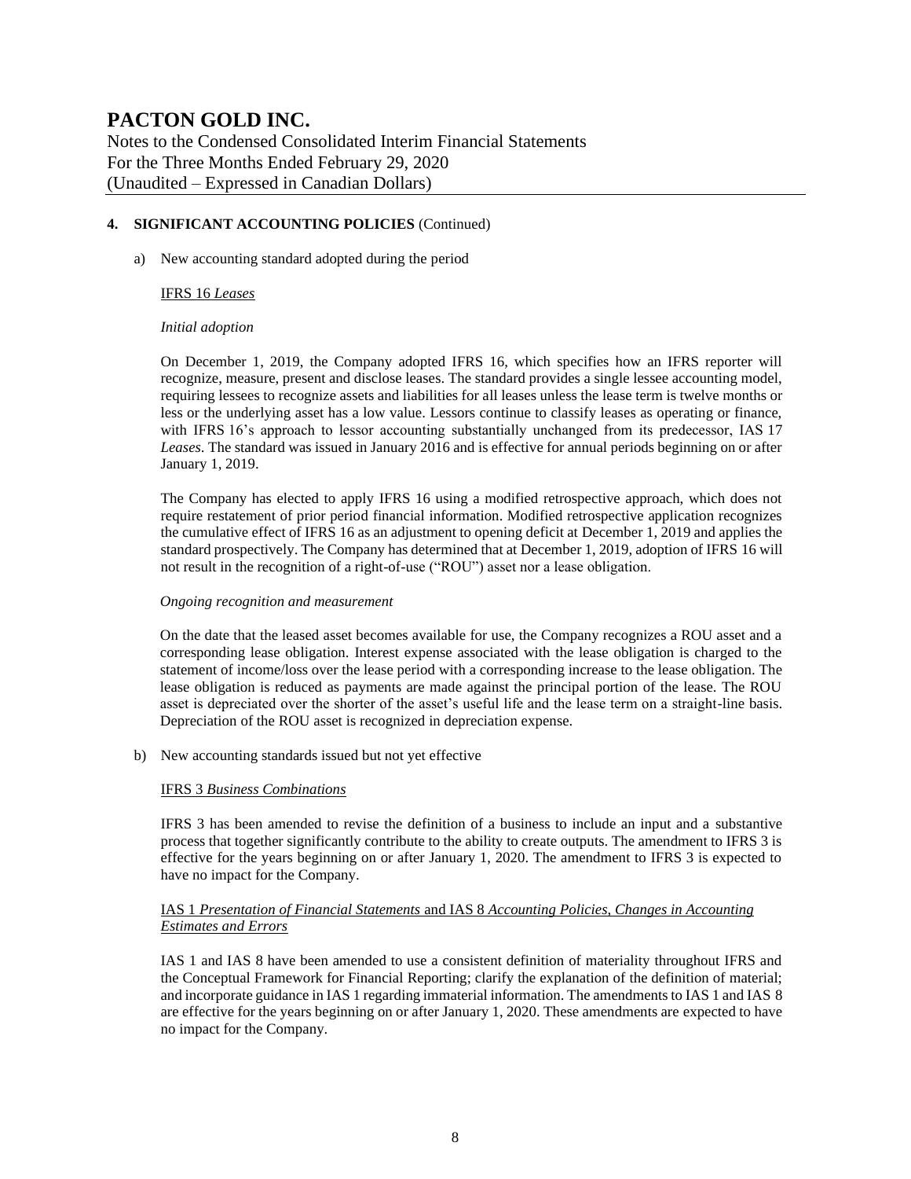**4. SIGNIFICANT ACCOUNTING POLICIES** (Continued)

a) New accounting standard adopted during the period

IFRS 16 *Leases*

*Initial adoption*

On December 1, 2019, the Company adopted IFRS 16, which specifies how an IFRS reporter will recognize, measure, present and disclose leases. The standard provides a single lessee accounting model, requiring lessees to recognize assets and liabilities for all leases unless the lease term is twelve months or less or the underlying asset has a low value. Lessors continue to classify leases as operating or finance, with IFRS 16's approach to lessor accounting substantially unchanged from its predecessor, IAS 17 *Leases*. The standard was issued in January 2016 and is effective for annual periods beginning on or after January 1, 2019.

The Company has elected to apply IFRS 16 using a modified retrospective approach, which does not require restatement of prior period financial information. Modified retrospective application recognizes the cumulative effect of IFRS 16 as an adjustment to opening deficit at December 1, 2019 and applies the standard prospectively. The Company has determined that at December 1, 2019, adoption of IFRS 16 will not result in the recognition of a right-of-use ("ROU") asset nor a lease obligation.

*Ongoing recognition and measurement*

On the date that the leased asset becomes available for use, the Company recognizes a ROU asset and a corresponding lease obligation. Interest expense associated with the lease obligation is charged to the statement of income/loss over the lease period with a corresponding increase to the lease obligation. The lease obligation is reduced as payments are made against the principal portion of the lease. The ROU asset is depreciated over the shorter of the asset's useful life and the lease term on a straight-line basis. Depreciation of the ROU asset is recognized in depreciation expense.

b) New accounting standards issued but not yet effective

IFRS 3 *Business Combinations*

IFRS 3 has been amended to revise the definition of a business to include an input and a substantive process that together significantly contribute to the ability to create outputs. The amendment to IFRS 3 is effective for the years beginning on or after January 1, 2020. The amendment to IFRS 3 is expected to have no impact for the Company.

IAS 1 *Presentation of Financial Statements* and IAS 8 *Accounting Policies, Changes in Accounting Estimates and Errors*

IAS 1 and IAS 8 have been amended to use a consistent definition of materiality throughout IFRS and the Conceptual Framework for Financial Reporting; clarify the explanation of the definition of material; and incorporate guidance in IAS 1 regarding immaterial information. The amendments to IAS 1 and IAS 8 are effective for the years beginning on or after January 1, 2020. These amendments are expected to have no impact for the Company.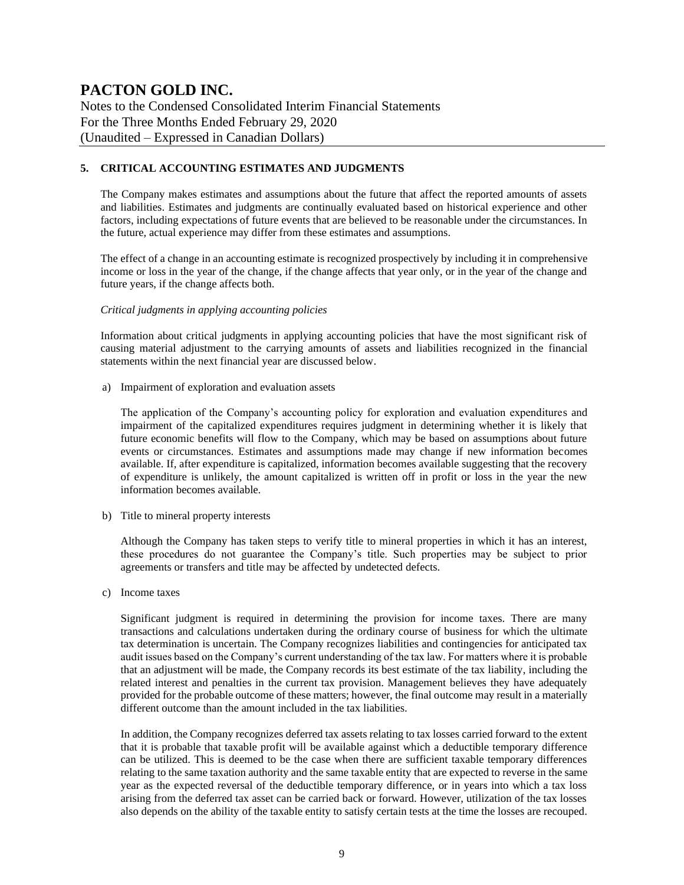## 5. CRITICAL ACCOUNTING ESTIMATES AND JUDGMENTS

The Company makes estimates and assumptions about the future that affect the reported amounts of assets and liabilities. Estimates and judgments are continually evaluated based on historical experience and other factors, including expectations of future events that are believed to be reasonable under the circumstances. In the future, actual experience may differ from these estimates and assumptions.

The effect of a change in an accounting estimate is recognized prospectively by including it in comprehensive income or loss in the year of the change, if the change affects that year only, or in the year of the change and future years, if the change affects both.

*Critical judgments in applying accounting policies*

Information about critical judgments in applying accounting policies that have the most significant risk of causing material adjustment to the carrying amounts of assets and liabilities recognized in the financial statements within the next financial year are discussed below.

a) Impairment of exploration and evaluation assets

The application of the Company's accounting policy for exploration and evaluation expenditures and impairment of the capitalized expenditures requires judgment in determining whether it is likely that future economic benefits will flow to the Company, which may be based on assumptions about future events or circumstances. Estimates and assumptions made may change if new information becomes available. If, after expenditure is capitalized, information becomes available suggesting that the recovery of expenditure is unlikely, the amount capitalized is written off in profit or loss in the year the new information becomes available.

b) Title to mineral property interests

Although the Company has taken steps to verify title to mineral properties in which it has an interest, these procedures do not guarantee the Company's title. Such properties may be subject to prior agreements or transfers and title may be affected by undetected defects.

c) Income taxes

Significant judgment is required in determining the provision for income taxes. There are many transactions and calculations undertaken during the ordinary course of business for which the ultimate tax determination is uncertain. The Company recognizes liabilities and contingencies for anticipated tax audit issues based on the Company's current understanding of the tax law. For matters where it is probable that an adjustment will be made, the Company records its best estimate of the tax liability, including the related interest and penalties in the current tax provision. Management believes they have adequately provided for the probable outcome of these matters; however, the final outcome may result in a materially different outcome than the amount included in the tax liabilities.

In addition, the Company recognizes deferred tax assets relating to tax losses carried forward to the extent that it is probable that taxable profit will be available against which a deductible temporary difference can be utilized. This is deemed to be the case when there are sufficient taxable temporary differences relating to the same taxation authority and the same taxable entity that are expected to reverse in the same year as the expected reversal of the deductible temporary difference, or in years into which a tax loss arising from the deferred tax asset can be carried back or forward. However, utilization of the tax losses also depends on the ability of the taxable entity to satisfy certain tests at the time the losses are recouped.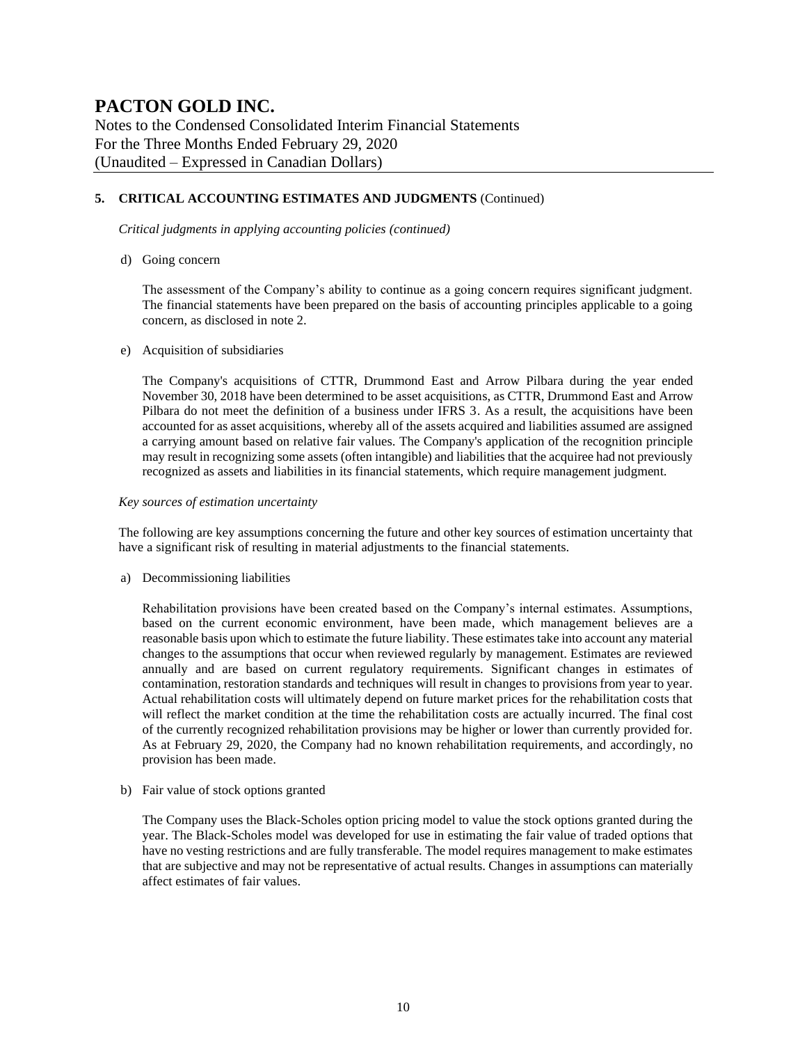## 5. CRITICAL ACCOUNTING ESTIMATES AND JUDGMENTS (Continued)

*Critical judgments in applying accounting policies (continued)*

d) Going concern

The assessment of the Company's ability to continue as a going concern requires significant judgment. The financial statements have been prepared on the basis of accounting principles applicable to a going concern, as disclosed in note 2.

e) Acquisition of subsidiaries

The Company's acquisitions of CTTR, Drummond East and Arrow Pilbara during the year ended November 30, 2018 have been determined to be asset acquisitions, as CTTR, Drummond East and Arrow Pilbara do not meet the definition of a business under IFRS 3. As a result, the acquisitions have been accounted for as asset acquisitions, whereby all of the assets acquired and liabilities assumed are assigned a carrying amount based on relative fair values. The Company's application of the recognition principle may result in recognizing some assets (often intangible) and liabilities that the acquiree had not previously recognized as assets and liabilities in its financial statements, which require management judgment.

*Key sources of estimation uncertainty*

The following are key assumptions concerning the future and other key sources of estimation uncertainty that have a significant risk of resulting in material adjustments to the financial statements.

a) Decommissioning liabilities

Rehabilitation provisions have been created based on the Company's internal estimates. Assumptions, based on the current economic environment, have been made, which management believes are a reasonable basis upon which to estimate the future liability. These estimates take into account any material changes to the assumptions that occur when reviewed regularly by management. Estimates are reviewed annually and are based on current regulatory requirements. Significant changes in estimates of contamination, restoration standards and techniques will result in changes to provisions from year to year. Actual rehabilitation costs will ultimately depend on future market prices for the rehabilitation costs that will reflect the market condition at the time the rehabilitation costs are actually incurred. The final cost of the currently recognized rehabilitation provisions may be higher or lower than currently provided for. As at February 29, 2020, the Company had no known rehabilitation requirements, and accordingly, no provision has been made.

b) Fair value of stock options granted

The Company uses the Black-Scholes option pricing model to value the stock options granted during the year. The Black-Scholes model was developed for use in estimating the fair value of traded options that have no vesting restrictions and are fully transferable. The model requires management to make estimates that are subjective and may not be representative of actual results. Changes in assumptions can materially affect estimates of fair values.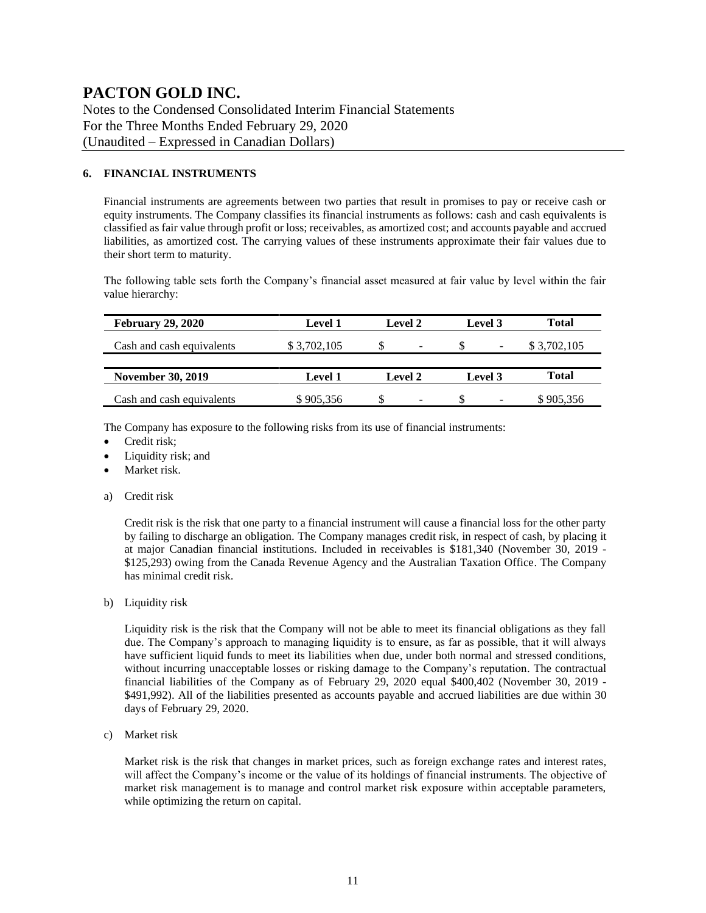# PACTON GOLD INC.

Notes to the Condensed Consolidated Interim Financial Statements
For the Three Months Ended February 29, 2020
(Unaudited – Expressed in Canadian Dollars)

## 6. FINANCIAL INSTRUMENTS

Financial instruments are agreements between two parties that result in promises to pay or receive cash or equity instruments. The Company classifies its financial instruments as follows: cash and cash equivalents is classified as fair value through profit or loss; receivables, as amortized cost; and accounts payable and accrued liabilities, as amortized cost. The carrying values of these instruments approximate their fair values due to their short term to maturity.

The following table sets forth the Company's financial asset measured at fair value by level within the fair value hierarchy:

| February 29, 2020 | Level 1 | Level 2 | Level 3 | Total |
|---|---|---|---|---|
| Cash and cash equivalents | $ 3,702,105 | $ - | $ - | $ 3,702,105 |

| November 30, 2019 | Level 1 | Level 2 | Level 3 | Total |
|---|---|---|---|---|
| Cash and cash equivalents | $ 905,356 | $ - | $ - | $ 905,356 |

The Company has exposure to the following risks from its use of financial instruments:

- Credit risk;
- Liquidity risk; and
- Market risk.

a) Credit risk

Credit risk is the risk that one party to a financial instrument will cause a financial loss for the other party by failing to discharge an obligation. The Company manages credit risk, in respect of cash, by placing it at major Canadian financial institutions. Included in receivables is $181,340 (November 30, 2019 - $125,293) owing from the Canada Revenue Agency and the Australian Taxation Office. The Company has minimal credit risk.

b) Liquidity risk

Liquidity risk is the risk that the Company will not be able to meet its financial obligations as they fall due. The Company's approach to managing liquidity is to ensure, as far as possible, that it will always have sufficient liquid funds to meet its liabilities when due, under both normal and stressed conditions, without incurring unacceptable losses or risking damage to the Company's reputation. The contractual financial liabilities of the Company as of February 29, 2020 equal $400,402 (November 30, 2019 - $491,992). All of the liabilities presented as accounts payable and accrued liabilities are due within 30 days of February 29, 2020.

c) Market risk

Market risk is the risk that changes in market prices, such as foreign exchange rates and interest rates, will affect the Company's income or the value of its holdings of financial instruments. The objective of market risk management is to manage and control market risk exposure within acceptable parameters, while optimizing the return on capital.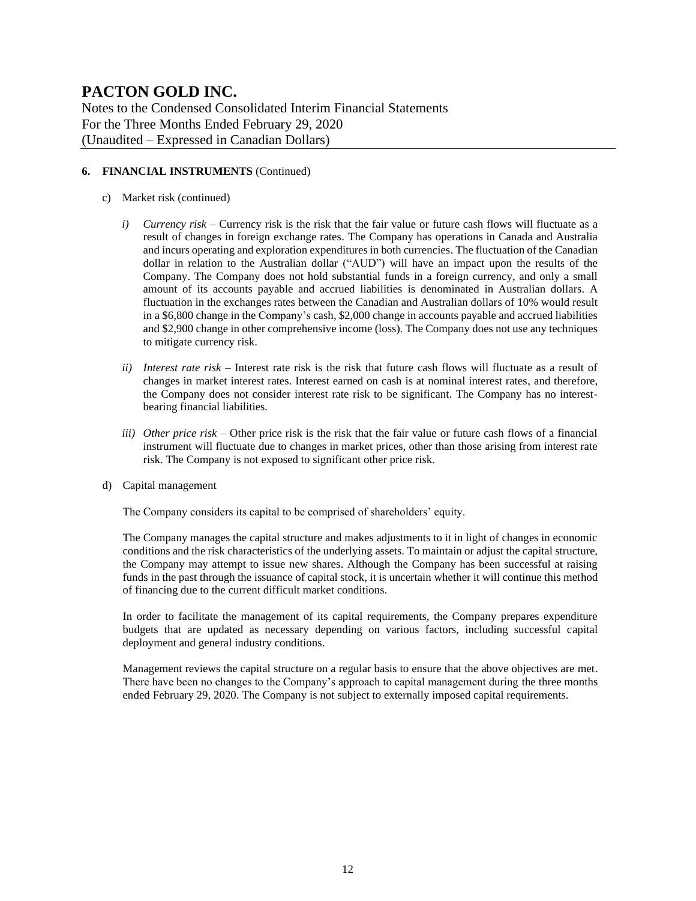# PACTON GOLD INC.

Notes to the Condensed Consolidated Interim Financial Statements
For the Three Months Ended February 29, 2020
(Unaudited – Expressed in Canadian Dollars)

**6. FINANCIAL INSTRUMENTS** (Continued)

c) Market risk (continued)

*i) Currency risk* – Currency risk is the risk that the fair value or future cash flows will fluctuate as a result of changes in foreign exchange rates. The Company has operations in Canada and Australia and incurs operating and exploration expenditures in both currencies. The fluctuation of the Canadian dollar in relation to the Australian dollar ("AUD") will have an impact upon the results of the Company. The Company does not hold substantial funds in a foreign currency, and only a small amount of its accounts payable and accrued liabilities is denominated in Australian dollars. A fluctuation in the exchanges rates between the Canadian and Australian dollars of 10% would result in a $6,800 change in the Company's cash, $2,000 change in accounts payable and accrued liabilities and $2,900 change in other comprehensive income (loss). The Company does not use any techniques to mitigate currency risk.

*ii) Interest rate risk* – Interest rate risk is the risk that future cash flows will fluctuate as a result of changes in market interest rates. Interest earned on cash is at nominal interest rates, and therefore, the Company does not consider interest rate risk to be significant. The Company has no interest-bearing financial liabilities.

*iii) Other price risk* – Other price risk is the risk that the fair value or future cash flows of a financial instrument will fluctuate due to changes in market prices, other than those arising from interest rate risk. The Company is not exposed to significant other price risk.

d) Capital management

The Company considers its capital to be comprised of shareholders' equity.

The Company manages the capital structure and makes adjustments to it in light of changes in economic conditions and the risk characteristics of the underlying assets. To maintain or adjust the capital structure, the Company may attempt to issue new shares. Although the Company has been successful at raising funds in the past through the issuance of capital stock, it is uncertain whether it will continue this method of financing due to the current difficult market conditions.

In order to facilitate the management of its capital requirements, the Company prepares expenditure budgets that are updated as necessary depending on various factors, including successful capital deployment and general industry conditions.

Management reviews the capital structure on a regular basis to ensure that the above objectives are met. There have been no changes to the Company's approach to capital management during the three months ended February 29, 2020. The Company is not subject to externally imposed capital requirements.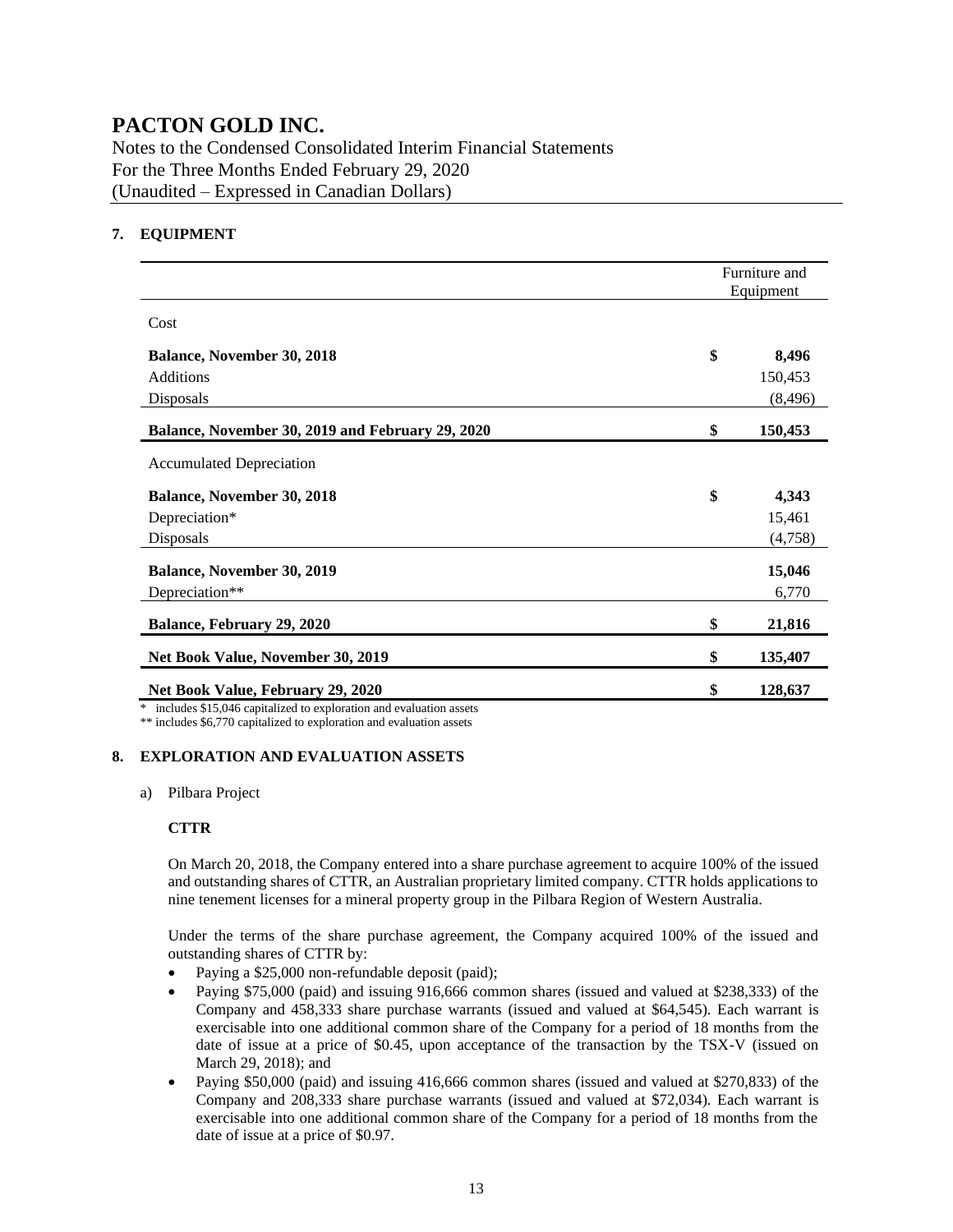# PACTON GOLD INC.

Notes to the Condensed Consolidated Interim Financial Statements
For the Three Months Ended February 29, 2020
(Unaudited – Expressed in Canadian Dollars)

## 7. EQUIPMENT

| | Furniture and Equipment |
|---|---|
| Cost | |
| **Balance, November 30, 2018** | **$ 8,496** |
| Additions | 150,453 |
| Disposals | (8,496) |
| **Balance, November 30, 2019 and February 29, 2020** | **$ 150,453** |
| Accumulated Depreciation | |
| **Balance, November 30, 2018** | **$ 4,343** |
| Depreciation* | 15,461 |
| Disposals | (4,758) |
| **Balance, November 30, 2019** | **15,046** |
| Depreciation** | 6,770 |
| **Balance, February 29, 2020** | **$ 21,816** |
| **Net Book Value, November 30, 2019** | **$ 135,407** |
| **Net Book Value, February 29, 2020** | **$ 128,637** |

\* includes $15,046 capitalized to exploration and evaluation assets

\*\* includes $6,770 capitalized to exploration and evaluation assets

## 8. EXPLORATION AND EVALUATION ASSETS

a) Pilbara Project

**CTTR**

On March 20, 2018, the Company entered into a share purchase agreement to acquire 100% of the issued and outstanding shares of CTTR, an Australian proprietary limited company. CTTR holds applications to nine tenement licenses for a mineral property group in the Pilbara Region of Western Australia.

Under the terms of the share purchase agreement, the Company acquired 100% of the issued and outstanding shares of CTTR by:

- Paying a $25,000 non-refundable deposit (paid);
- Paying $75,000 (paid) and issuing 916,666 common shares (issued and valued at $238,333) of the Company and 458,333 share purchase warrants (issued and valued at $64,545). Each warrant is exercisable into one additional common share of the Company for a period of 18 months from the date of issue at a price of $0.45, upon acceptance of the transaction by the TSX-V (issued on March 29, 2018); and
- Paying $50,000 (paid) and issuing 416,666 common shares (issued and valued at $270,833) of the Company and 208,333 share purchase warrants (issued and valued at $72,034). Each warrant is exercisable into one additional common share of the Company for a period of 18 months from the date of issue at a price of $0.97.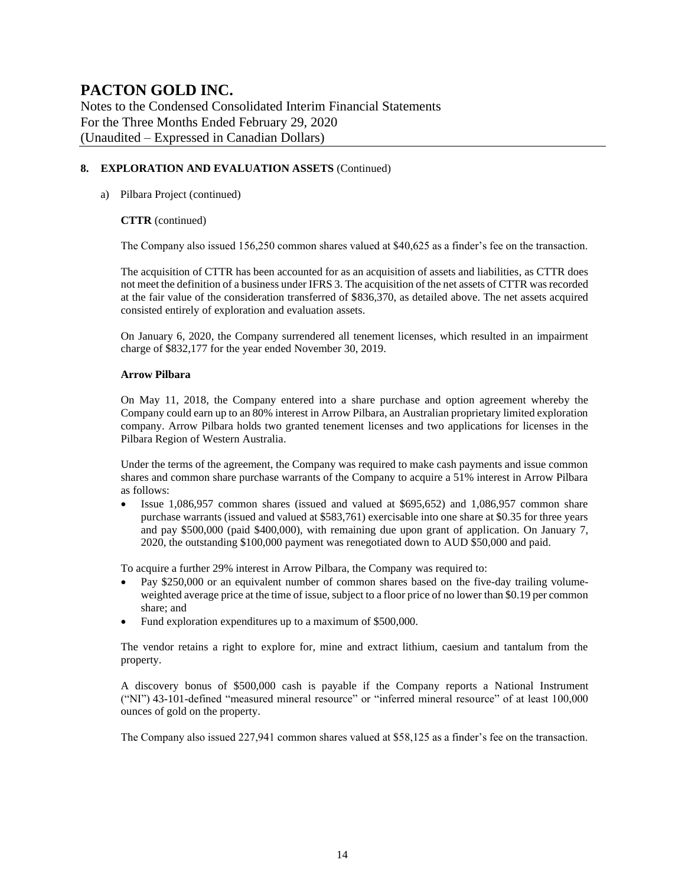## 8. EXPLORATION AND EVALUATION ASSETS (Continued)

a) Pilbara Project (continued)

**CTTR** (continued)

The Company also issued 156,250 common shares valued at $40,625 as a finder's fee on the transaction.

The acquisition of CTTR has been accounted for as an acquisition of assets and liabilities, as CTTR does not meet the definition of a business under IFRS 3. The acquisition of the net assets of CTTR was recorded at the fair value of the consideration transferred of $836,370, as detailed above. The net assets acquired consisted entirely of exploration and evaluation assets.

On January 6, 2020, the Company surrendered all tenement licenses, which resulted in an impairment charge of $832,177 for the year ended November 30, 2019.

**Arrow Pilbara**

On May 11, 2018, the Company entered into a share purchase and option agreement whereby the Company could earn up to an 80% interest in Arrow Pilbara, an Australian proprietary limited exploration company. Arrow Pilbara holds two granted tenement licenses and two applications for licenses in the Pilbara Region of Western Australia.

Under the terms of the agreement, the Company was required to make cash payments and issue common shares and common share purchase warrants of the Company to acquire a 51% interest in Arrow Pilbara as follows:

- Issue 1,086,957 common shares (issued and valued at $695,652) and 1,086,957 common share purchase warrants (issued and valued at $583,761) exercisable into one share at $0.35 for three years and pay $500,000 (paid $400,000), with remaining due upon grant of application. On January 7, 2020, the outstanding $100,000 payment was renegotiated down to AUD $50,000 and paid.

To acquire a further 29% interest in Arrow Pilbara, the Company was required to:

- Pay $250,000 or an equivalent number of common shares based on the five-day trailing volume-weighted average price at the time of issue, subject to a floor price of no lower than $0.19 per common share; and
- Fund exploration expenditures up to a maximum of $500,000.

The vendor retains a right to explore for, mine and extract lithium, caesium and tantalum from the property.

A discovery bonus of $500,000 cash is payable if the Company reports a National Instrument ("NI") 43-101-defined "measured mineral resource" or "inferred mineral resource" of at least 100,000 ounces of gold on the property.

The Company also issued 227,941 common shares valued at $58,125 as a finder's fee on the transaction.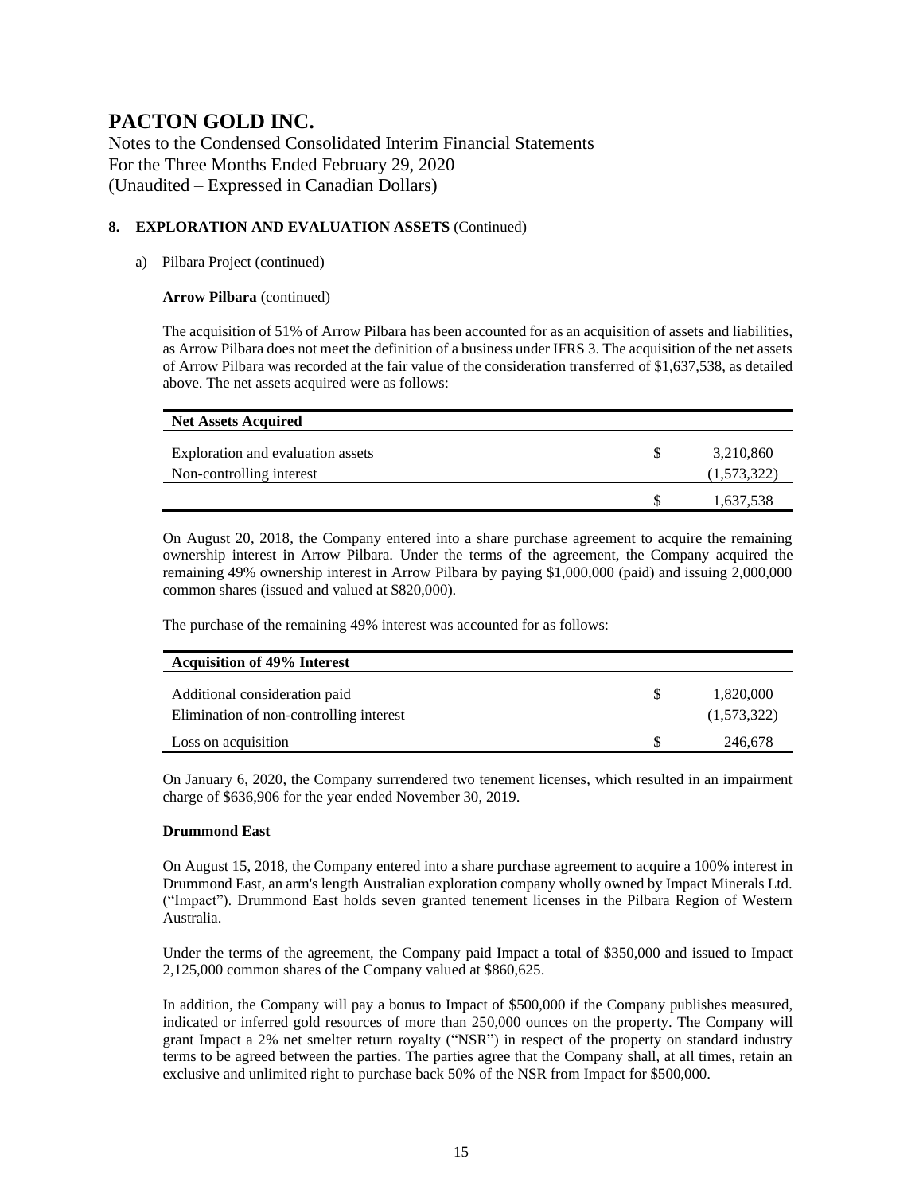## 8. EXPLORATION AND EVALUATION ASSETS (Continued)

a) Pilbara Project (continued)

**Arrow Pilbara** (continued)

The acquisition of 51% of Arrow Pilbara has been accounted for as an acquisition of assets and liabilities, as Arrow Pilbara does not meet the definition of a business under IFRS 3. The acquisition of the net assets of Arrow Pilbara was recorded at the fair value of the consideration transferred of $1,637,538, as detailed above. The net assets acquired were as follows:

| **Net Assets Acquired** | | |
|---|---|---|
| Exploration and evaluation assets | $ | 3,210,860 |
| Non-controlling interest | | (1,573,322) |
| | $ | 1,637,538 |

On August 20, 2018, the Company entered into a share purchase agreement to acquire the remaining ownership interest in Arrow Pilbara. Under the terms of the agreement, the Company acquired the remaining 49% ownership interest in Arrow Pilbara by paying $1,000,000 (paid) and issuing 2,000,000 common shares (issued and valued at $820,000).

The purchase of the remaining 49% interest was accounted for as follows:

| **Acquisition of 49% Interest** | | |
|---|---|---|
| Additional consideration paid | $ | 1,820,000 |
| Elimination of non-controlling interest | | (1,573,322) |
| Loss on acquisition | $ | 246,678 |

On January 6, 2020, the Company surrendered two tenement licenses, which resulted in an impairment charge of $636,906 for the year ended November 30, 2019.

**Drummond East**

On August 15, 2018, the Company entered into a share purchase agreement to acquire a 100% interest in Drummond East, an arm's length Australian exploration company wholly owned by Impact Minerals Ltd. ("Impact"). Drummond East holds seven granted tenement licenses in the Pilbara Region of Western Australia.

Under the terms of the agreement, the Company paid Impact a total of $350,000 and issued to Impact 2,125,000 common shares of the Company valued at $860,625.

In addition, the Company will pay a bonus to Impact of $500,000 if the Company publishes measured, indicated or inferred gold resources of more than 250,000 ounces on the property. The Company will grant Impact a 2% net smelter return royalty ("NSR") in respect of the property on standard industry terms to be agreed between the parties. The parties agree that the Company shall, at all times, retain an exclusive and unlimited right to purchase back 50% of the NSR from Impact for $500,000.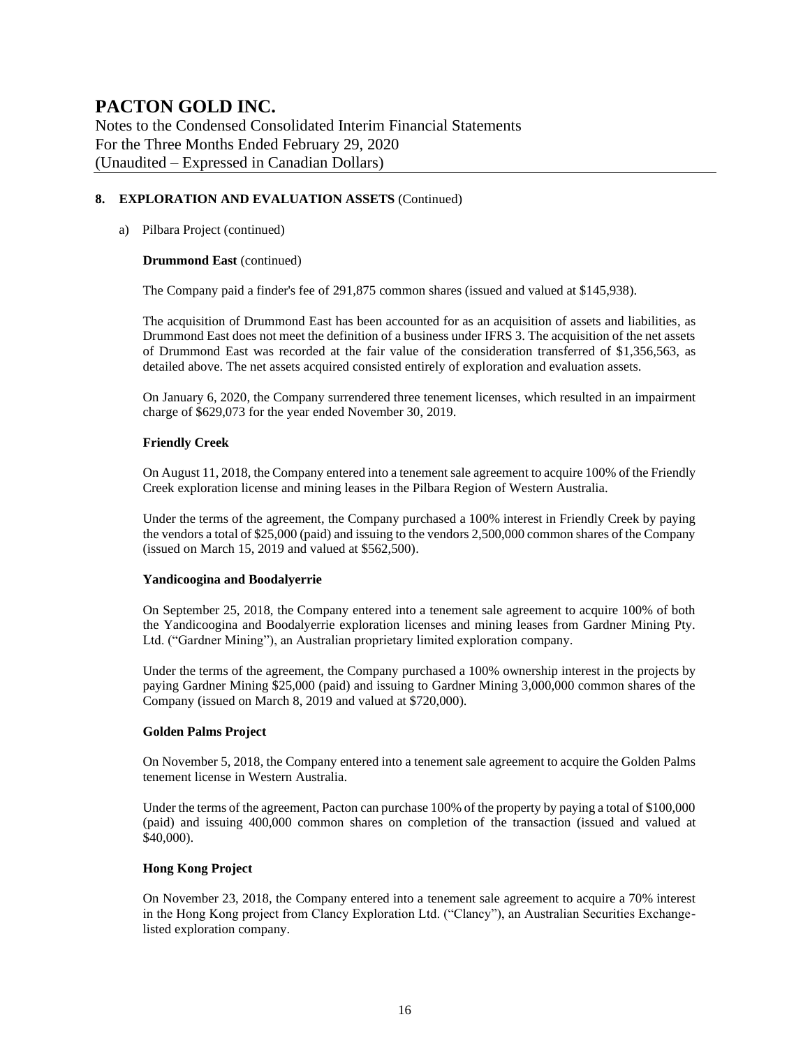## 8. EXPLORATION AND EVALUATION ASSETS (Continued)

a) Pilbara Project (continued)

**Drummond East** (continued)

The Company paid a finder's fee of 291,875 common shares (issued and valued at $145,938).

The acquisition of Drummond East has been accounted for as an acquisition of assets and liabilities, as Drummond East does not meet the definition of a business under IFRS 3. The acquisition of the net assets of Drummond East was recorded at the fair value of the consideration transferred of $1,356,563, as detailed above. The net assets acquired consisted entirely of exploration and evaluation assets.

On January 6, 2020, the Company surrendered three tenement licenses, which resulted in an impairment charge of $629,073 for the year ended November 30, 2019.

**Friendly Creek**

On August 11, 2018, the Company entered into a tenement sale agreement to acquire 100% of the Friendly Creek exploration license and mining leases in the Pilbara Region of Western Australia.

Under the terms of the agreement, the Company purchased a 100% interest in Friendly Creek by paying the vendors a total of $25,000 (paid) and issuing to the vendors 2,500,000 common shares of the Company (issued on March 15, 2019 and valued at $562,500).

**Yandicoogina and Boodalyerrie**

On September 25, 2018, the Company entered into a tenement sale agreement to acquire 100% of both the Yandicoogina and Boodalyerrie exploration licenses and mining leases from Gardner Mining Pty. Ltd. ("Gardner Mining"), an Australian proprietary limited exploration company.

Under the terms of the agreement, the Company purchased a 100% ownership interest in the projects by paying Gardner Mining $25,000 (paid) and issuing to Gardner Mining 3,000,000 common shares of the Company (issued on March 8, 2019 and valued at $720,000).

**Golden Palms Project**

On November 5, 2018, the Company entered into a tenement sale agreement to acquire the Golden Palms tenement license in Western Australia.

Under the terms of the agreement, Pacton can purchase 100% of the property by paying a total of $100,000 (paid) and issuing 400,000 common shares on completion of the transaction (issued and valued at $40,000).

**Hong Kong Project**

On November 23, 2018, the Company entered into a tenement sale agreement to acquire a 70% interest in the Hong Kong project from Clancy Exploration Ltd. ("Clancy"), an Australian Securities Exchange-listed exploration company.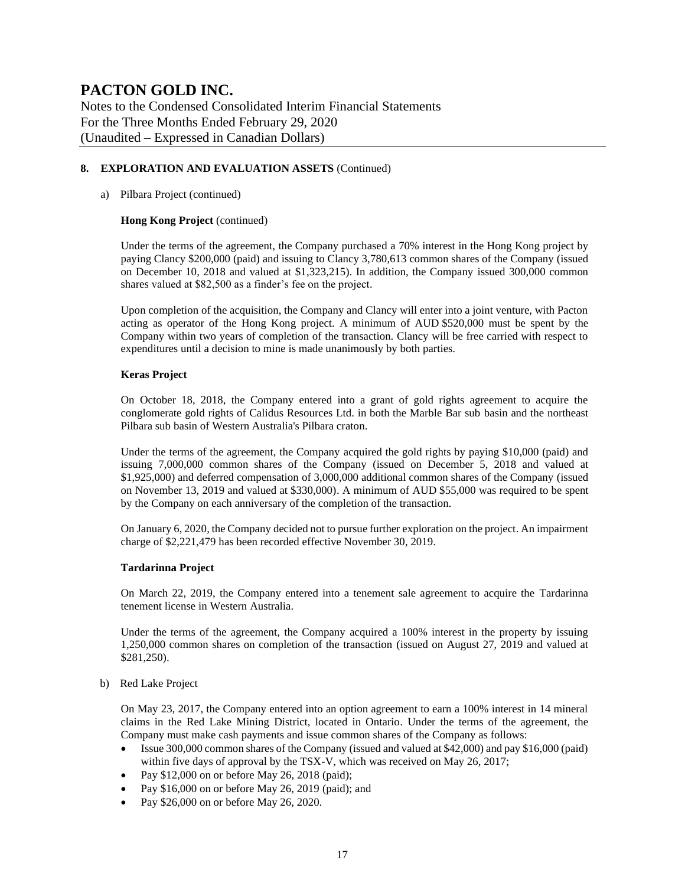## 8. EXPLORATION AND EVALUATION ASSETS (Continued)

a) Pilbara Project (continued)

**Hong Kong Project** (continued)

Under the terms of the agreement, the Company purchased a 70% interest in the Hong Kong project by paying Clancy $200,000 (paid) and issuing to Clancy 3,780,613 common shares of the Company (issued on December 10, 2018 and valued at $1,323,215). In addition, the Company issued 300,000 common shares valued at $82,500 as a finder's fee on the project.

Upon completion of the acquisition, the Company and Clancy will enter into a joint venture, with Pacton acting as operator of the Hong Kong project. A minimum of AUD $520,000 must be spent by the Company within two years of completion of the transaction. Clancy will be free carried with respect to expenditures until a decision to mine is made unanimously by both parties.

**Keras Project**

On October 18, 2018, the Company entered into a grant of gold rights agreement to acquire the conglomerate gold rights of Calidus Resources Ltd. in both the Marble Bar sub basin and the northeast Pilbara sub basin of Western Australia's Pilbara craton.

Under the terms of the agreement, the Company acquired the gold rights by paying $10,000 (paid) and issuing 7,000,000 common shares of the Company (issued on December 5, 2018 and valued at $1,925,000) and deferred compensation of 3,000,000 additional common shares of the Company (issued on November 13, 2019 and valued at $330,000). A minimum of AUD $55,000 was required to be spent by the Company on each anniversary of the completion of the transaction.

On January 6, 2020, the Company decided not to pursue further exploration on the project. An impairment charge of $2,221,479 has been recorded effective November 30, 2019.

**Tardarinna Project**

On March 22, 2019, the Company entered into a tenement sale agreement to acquire the Tardarinna tenement license in Western Australia.

Under the terms of the agreement, the Company acquired a 100% interest in the property by issuing 1,250,000 common shares on completion of the transaction (issued on August 27, 2019 and valued at $281,250).

b) Red Lake Project

On May 23, 2017, the Company entered into an option agreement to earn a 100% interest in 14 mineral claims in the Red Lake Mining District, located in Ontario. Under the terms of the agreement, the Company must make cash payments and issue common shares of the Company as follows:

- Issue 300,000 common shares of the Company (issued and valued at $42,000) and pay $16,000 (paid) within five days of approval by the TSX-V, which was received on May 26, 2017;
- Pay $12,000 on or before May 26, 2018 (paid);
- Pay $16,000 on or before May 26, 2019 (paid); and
- Pay $26,000 on or before May 26, 2020.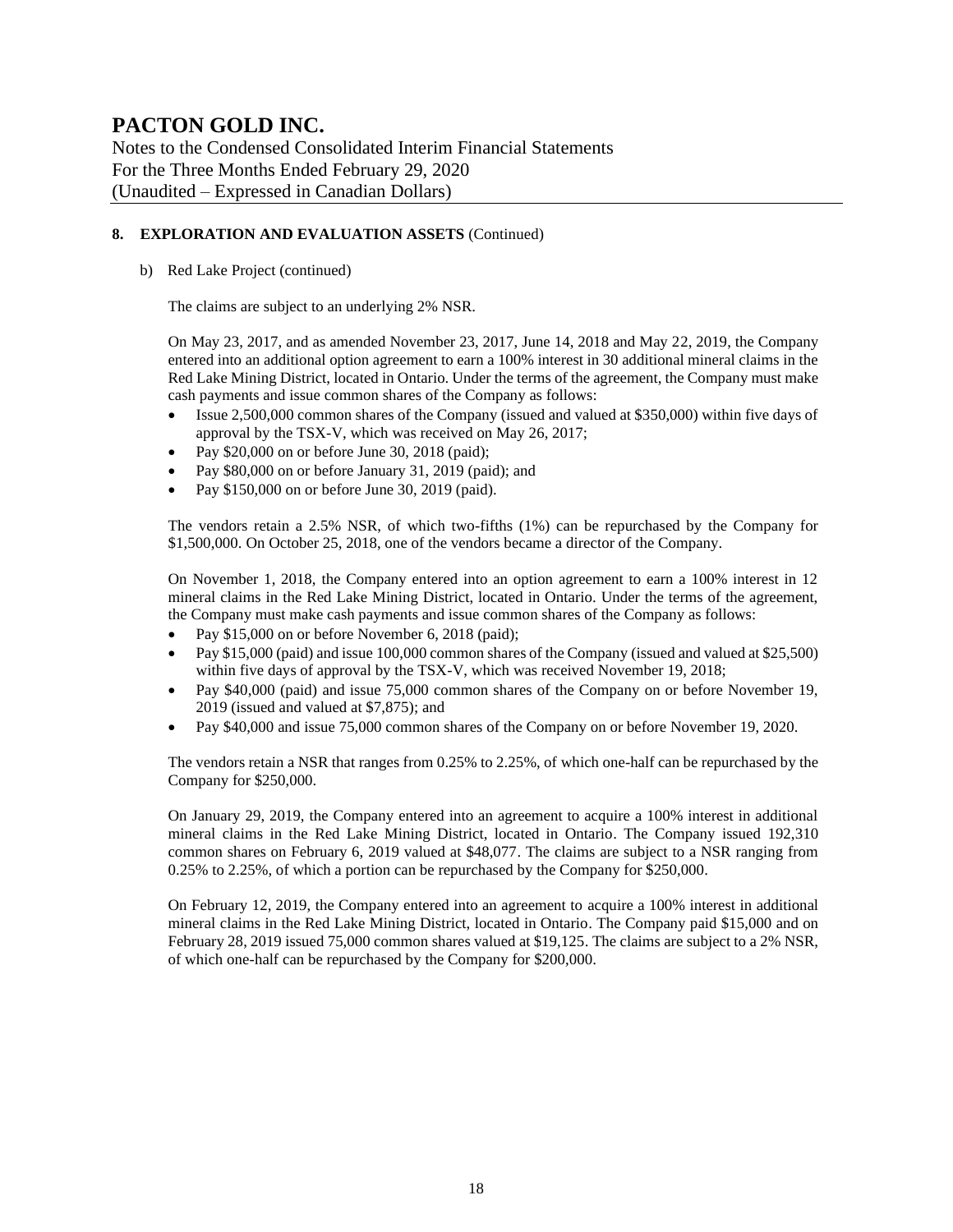## 8. EXPLORATION AND EVALUATION ASSETS (Continued)

b) Red Lake Project (continued)

The claims are subject to an underlying 2% NSR.

On May 23, 2017, and as amended November 23, 2017, June 14, 2018 and May 22, 2019, the Company entered into an additional option agreement to earn a 100% interest in 30 additional mineral claims in the Red Lake Mining District, located in Ontario. Under the terms of the agreement, the Company must make cash payments and issue common shares of the Company as follows:

- Issue 2,500,000 common shares of the Company (issued and valued at $350,000) within five days of approval by the TSX-V, which was received on May 26, 2017;
- Pay $20,000 on or before June 30, 2018 (paid);
- Pay $80,000 on or before January 31, 2019 (paid); and
- Pay $150,000 on or before June 30, 2019 (paid).

The vendors retain a 2.5% NSR, of which two-fifths (1%) can be repurchased by the Company for $1,500,000. On October 25, 2018, one of the vendors became a director of the Company.

On November 1, 2018, the Company entered into an option agreement to earn a 100% interest in 12 mineral claims in the Red Lake Mining District, located in Ontario. Under the terms of the agreement, the Company must make cash payments and issue common shares of the Company as follows:

- Pay $15,000 on or before November 6, 2018 (paid);
- Pay $15,000 (paid) and issue 100,000 common shares of the Company (issued and valued at $25,500) within five days of approval by the TSX-V, which was received November 19, 2018;
- Pay $40,000 (paid) and issue 75,000 common shares of the Company on or before November 19, 2019 (issued and valued at $7,875); and
- Pay $40,000 and issue 75,000 common shares of the Company on or before November 19, 2020.

The vendors retain a NSR that ranges from 0.25% to 2.25%, of which one-half can be repurchased by the Company for $250,000.

On January 29, 2019, the Company entered into an agreement to acquire a 100% interest in additional mineral claims in the Red Lake Mining District, located in Ontario. The Company issued 192,310 common shares on February 6, 2019 valued at $48,077. The claims are subject to a NSR ranging from 0.25% to 2.25%, of which a portion can be repurchased by the Company for $250,000.

On February 12, 2019, the Company entered into an agreement to acquire a 100% interest in additional mineral claims in the Red Lake Mining District, located in Ontario. The Company paid $15,000 and on February 28, 2019 issued 75,000 common shares valued at $19,125. The claims are subject to a 2% NSR, of which one-half can be repurchased by the Company for $200,000.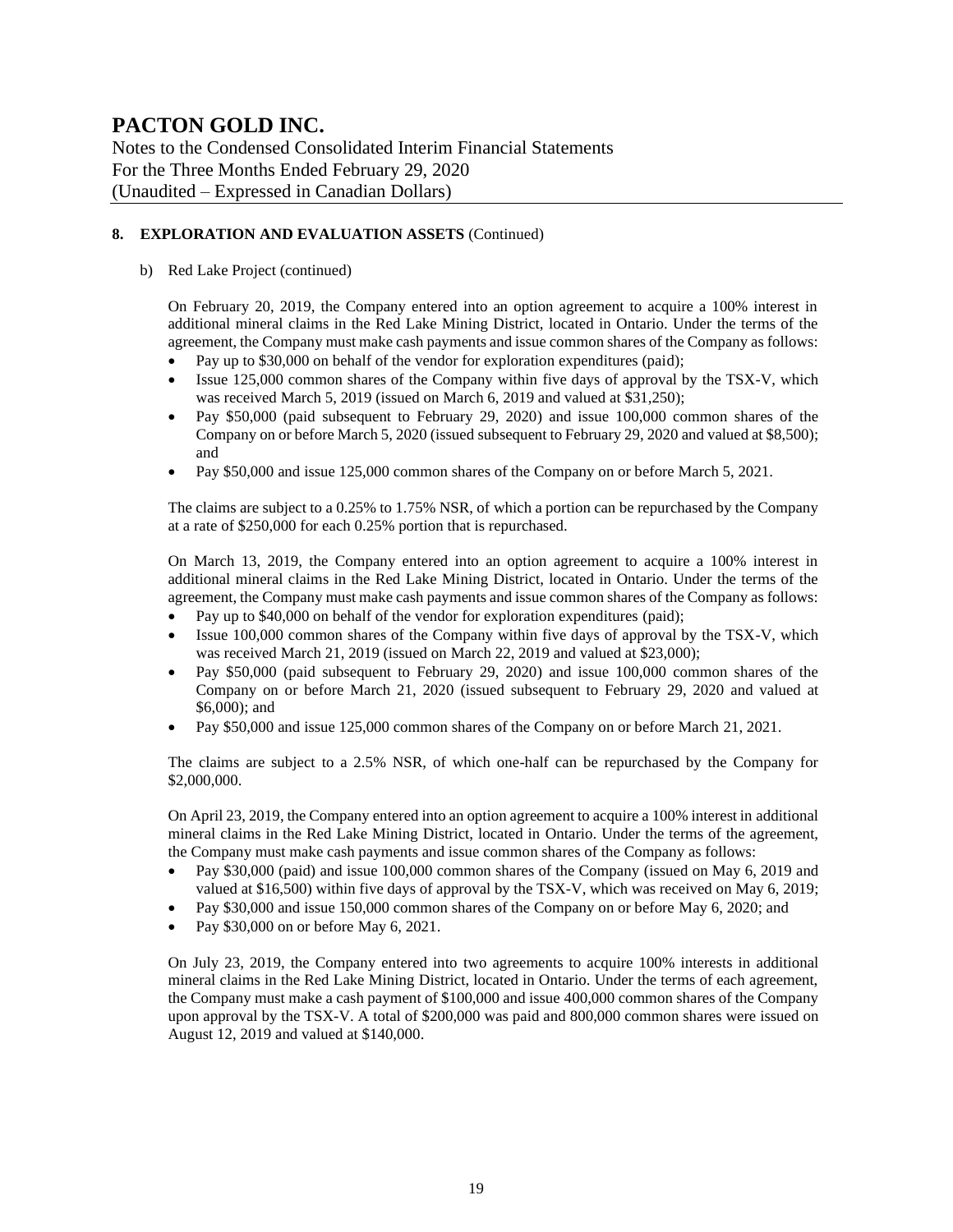## 8. EXPLORATION AND EVALUATION ASSETS (Continued)

b) Red Lake Project (continued)

On February 20, 2019, the Company entered into an option agreement to acquire a 100% interest in additional mineral claims in the Red Lake Mining District, located in Ontario. Under the terms of the agreement, the Company must make cash payments and issue common shares of the Company as follows:

- Pay up to $30,000 on behalf of the vendor for exploration expenditures (paid);
- Issue 125,000 common shares of the Company within five days of approval by the TSX-V, which was received March 5, 2019 (issued on March 6, 2019 and valued at $31,250);
- Pay $50,000 (paid subsequent to February 29, 2020) and issue 100,000 common shares of the Company on or before March 5, 2020 (issued subsequent to February 29, 2020 and valued at $8,500); and
- Pay $50,000 and issue 125,000 common shares of the Company on or before March 5, 2021.

The claims are subject to a 0.25% to 1.75% NSR, of which a portion can be repurchased by the Company at a rate of $250,000 for each 0.25% portion that is repurchased.

On March 13, 2019, the Company entered into an option agreement to acquire a 100% interest in additional mineral claims in the Red Lake Mining District, located in Ontario. Under the terms of the agreement, the Company must make cash payments and issue common shares of the Company as follows:

- Pay up to $40,000 on behalf of the vendor for exploration expenditures (paid);
- Issue 100,000 common shares of the Company within five days of approval by the TSX-V, which was received March 21, 2019 (issued on March 22, 2019 and valued at $23,000);
- Pay $50,000 (paid subsequent to February 29, 2020) and issue 100,000 common shares of the Company on or before March 21, 2020 (issued subsequent to February 29, 2020 and valued at $6,000); and
- Pay $50,000 and issue 125,000 common shares of the Company on or before March 21, 2021.

The claims are subject to a 2.5% NSR, of which one-half can be repurchased by the Company for $2,000,000.

On April 23, 2019, the Company entered into an option agreement to acquire a 100% interest in additional mineral claims in the Red Lake Mining District, located in Ontario. Under the terms of the agreement, the Company must make cash payments and issue common shares of the Company as follows:

- Pay $30,000 (paid) and issue 100,000 common shares of the Company (issued on May 6, 2019 and valued at $16,500) within five days of approval by the TSX-V, which was received on May 6, 2019;
- Pay $30,000 and issue 150,000 common shares of the Company on or before May 6, 2020; and
- Pay $30,000 on or before May 6, 2021.

On July 23, 2019, the Company entered into two agreements to acquire 100% interests in additional mineral claims in the Red Lake Mining District, located in Ontario. Under the terms of each agreement, the Company must make a cash payment of $100,000 and issue 400,000 common shares of the Company upon approval by the TSX-V. A total of $200,000 was paid and 800,000 common shares were issued on August 12, 2019 and valued at $140,000.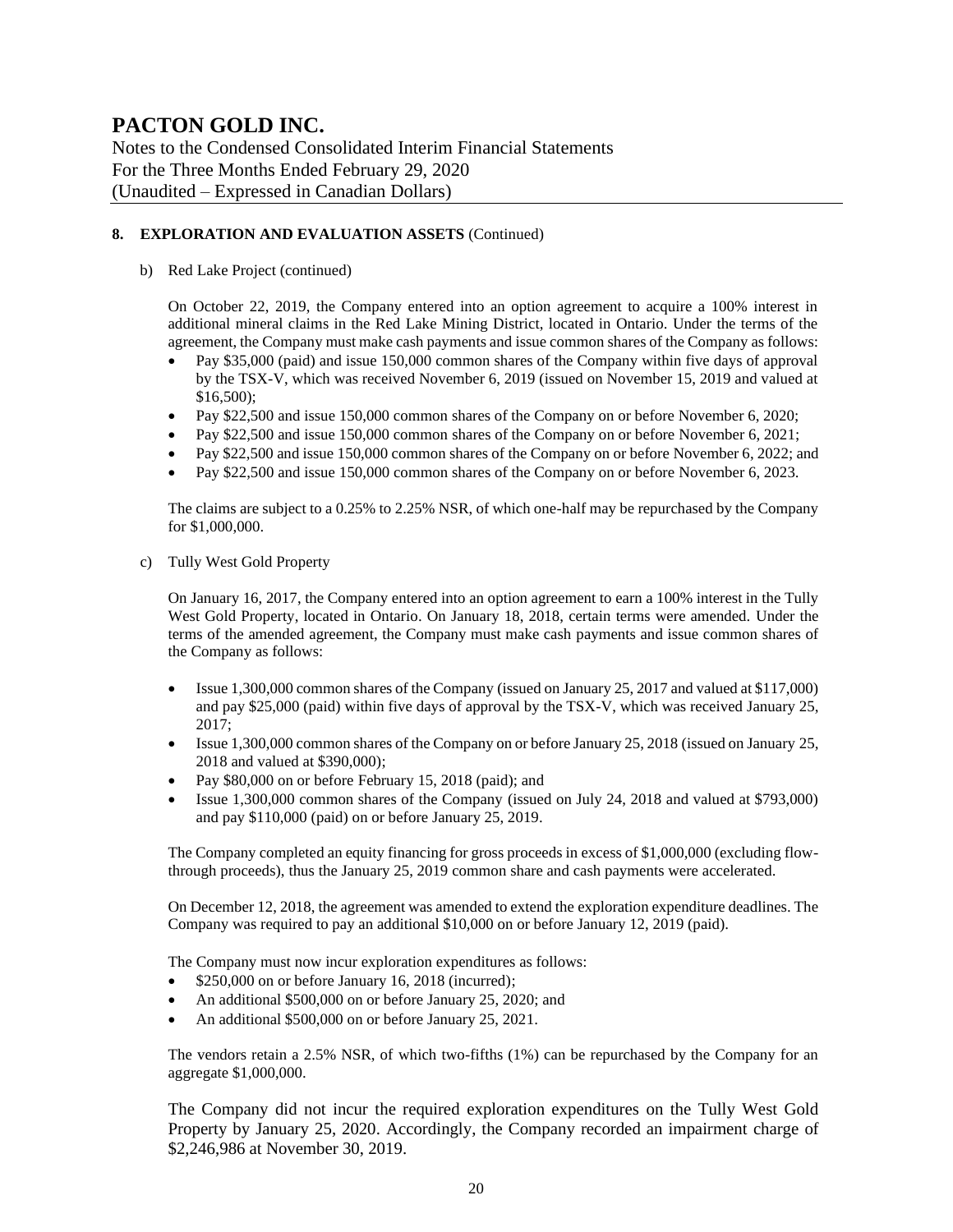## 8. EXPLORATION AND EVALUATION ASSETS (Continued)

b) Red Lake Project (continued)

On October 22, 2019, the Company entered into an option agreement to acquire a 100% interest in additional mineral claims in the Red Lake Mining District, located in Ontario. Under the terms of the agreement, the Company must make cash payments and issue common shares of the Company as follows:

- Pay $35,000 (paid) and issue 150,000 common shares of the Company within five days of approval by the TSX-V, which was received November 6, 2019 (issued on November 15, 2019 and valued at $16,500);
- Pay $22,500 and issue 150,000 common shares of the Company on or before November 6, 2020;
- Pay $22,500 and issue 150,000 common shares of the Company on or before November 6, 2021;
- Pay $22,500 and issue 150,000 common shares of the Company on or before November 6, 2022; and
- Pay $22,500 and issue 150,000 common shares of the Company on or before November 6, 2023.

The claims are subject to a 0.25% to 2.25% NSR, of which one-half may be repurchased by the Company for $1,000,000.

c) Tully West Gold Property

On January 16, 2017, the Company entered into an option agreement to earn a 100% interest in the Tully West Gold Property, located in Ontario. On January 18, 2018, certain terms were amended. Under the terms of the amended agreement, the Company must make cash payments and issue common shares of the Company as follows:

- Issue 1,300,000 common shares of the Company (issued on January 25, 2017 and valued at $117,000) and pay $25,000 (paid) within five days of approval by the TSX-V, which was received January 25, 2017;
- Issue 1,300,000 common shares of the Company on or before January 25, 2018 (issued on January 25, 2018 and valued at $390,000);
- Pay $80,000 on or before February 15, 2018 (paid); and
- Issue 1,300,000 common shares of the Company (issued on July 24, 2018 and valued at $793,000) and pay $110,000 (paid) on or before January 25, 2019.

The Company completed an equity financing for gross proceeds in excess of $1,000,000 (excluding flow-through proceeds), thus the January 25, 2019 common share and cash payments were accelerated.

On December 12, 2018, the agreement was amended to extend the exploration expenditure deadlines. The Company was required to pay an additional $10,000 on or before January 12, 2019 (paid).

The Company must now incur exploration expenditures as follows:

- $250,000 on or before January 16, 2018 (incurred);
- An additional $500,000 on or before January 25, 2020; and
- An additional $500,000 on or before January 25, 2021.

The vendors retain a 2.5% NSR, of which two-fifths (1%) can be repurchased by the Company for an aggregate $1,000,000.

The Company did not incur the required exploration expenditures on the Tully West Gold Property by January 25, 2020. Accordingly, the Company recorded an impairment charge of $2,246,986 at November 30, 2019.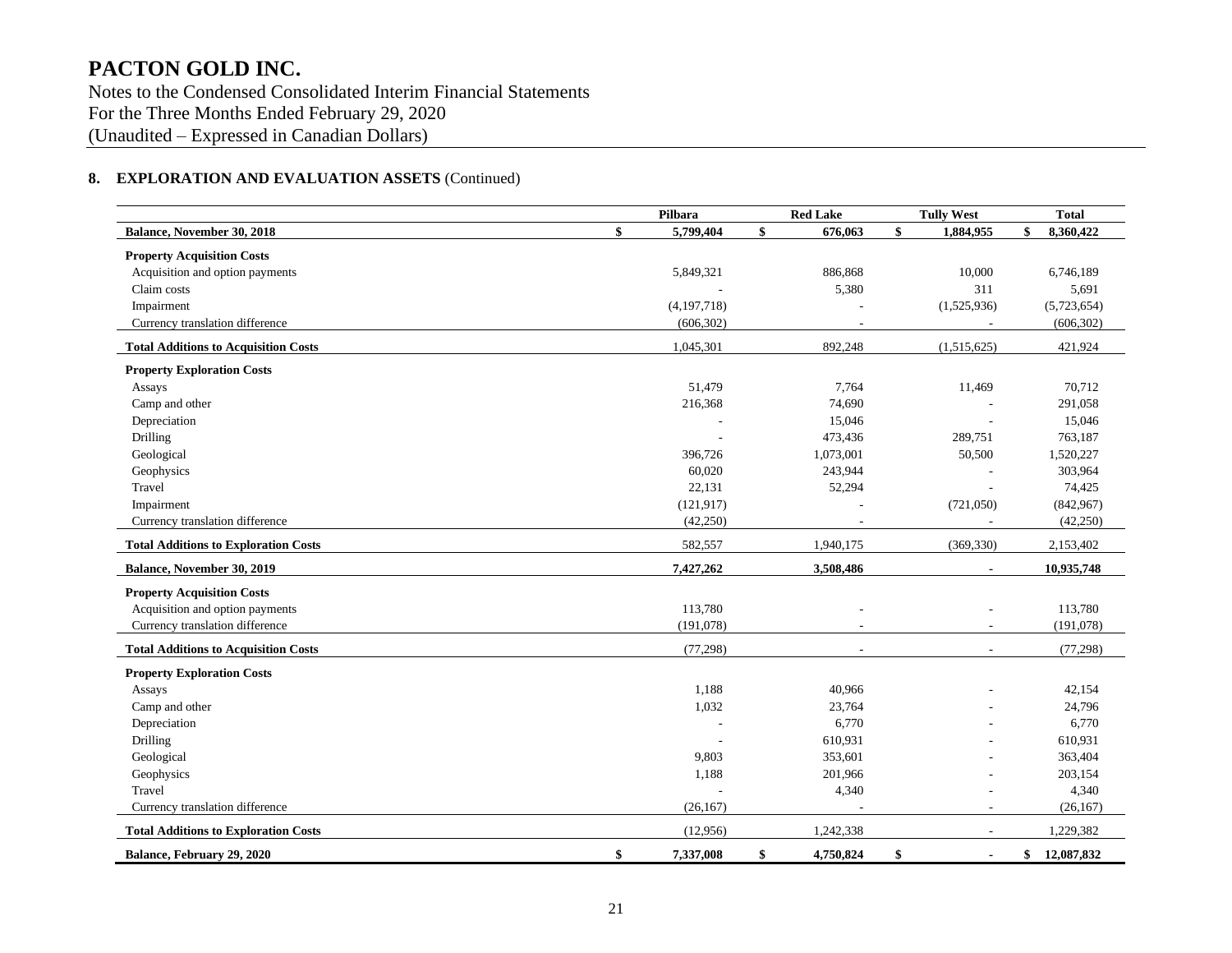# PACTON GOLD INC.

Notes to the Condensed Consolidated Interim Financial Statements
For the Three Months Ended February 29, 2020
(Unaudited – Expressed in Canadian Dollars)

## 8. EXPLORATION AND EVALUATION ASSETS (Continued)

| | Pilbara | Red Lake | Tully West | Total |
|---|---|---|---|---|
| **Balance, November 30, 2018** | **$ 5,799,404** | **$ 676,063** | **$ 1,884,955** | **$ 8,360,422** |
| **Property Acquisition Costs** | | | | |
| Acquisition and option payments | 5,849,321 | 886,868 | 10,000 | 6,746,189 |
| Claim costs | - | 5,380 | 311 | 5,691 |
| Impairment | (4,197,718) | - | (1,525,936) | (5,723,654) |
| Currency translation difference | (606,302) | - | - | (606,302) |
| **Total Additions to Acquisition Costs** | 1,045,301 | 892,248 | (1,515,625) | 421,924 |
| **Property Exploration Costs** | | | | |
| Assays | 51,479 | 7,764 | 11,469 | 70,712 |
| Camp and other | 216,368 | 74,690 | - | 291,058 |
| Depreciation | - | 15,046 | - | 15,046 |
| Drilling | - | 473,436 | 289,751 | 763,187 |
| Geological | 396,726 | 1,073,001 | 50,500 | 1,520,227 |
| Geophysics | 60,020 | 243,944 | - | 303,964 |
| Travel | 22,131 | 52,294 | - | 74,425 |
| Impairment | (121,917) | - | (721,050) | (842,967) |
| Currency translation difference | (42,250) | - | - | (42,250) |
| **Total Additions to Exploration Costs** | 582,557 | 1,940,175 | (369,330) | 2,153,402 |
| **Balance, November 30, 2019** | **7,427,262** | **3,508,486** | **-** | **10,935,748** |
| **Property Acquisition Costs** | | | | |
| Acquisition and option payments | 113,780 | - | - | 113,780 |
| Currency translation difference | (191,078) | - | - | (191,078) |
| **Total Additions to Acquisition Costs** | (77,298) | - | - | (77,298) |
| **Property Exploration Costs** | | | | |
| Assays | 1,188 | 40,966 | - | 42,154 |
| Camp and other | 1,032 | 23,764 | - | 24,796 |
| Depreciation | - | 6,770 | - | 6,770 |
| Drilling | - | 610,931 | - | 610,931 |
| Geological | 9,803 | 353,601 | - | 363,404 |
| Geophysics | 1,188 | 201,966 | - | 203,154 |
| Travel | - | 4,340 | - | 4,340 |
| Currency translation difference | (26,167) | - | - | (26,167) |
| **Total Additions to Exploration Costs** | (12,956) | 1,242,338 | - | 1,229,382 |
| **Balance, February 29, 2020** | **$ 7,337,008** | **$ 4,750,824** | **$ -** | **$ 12,087,832** |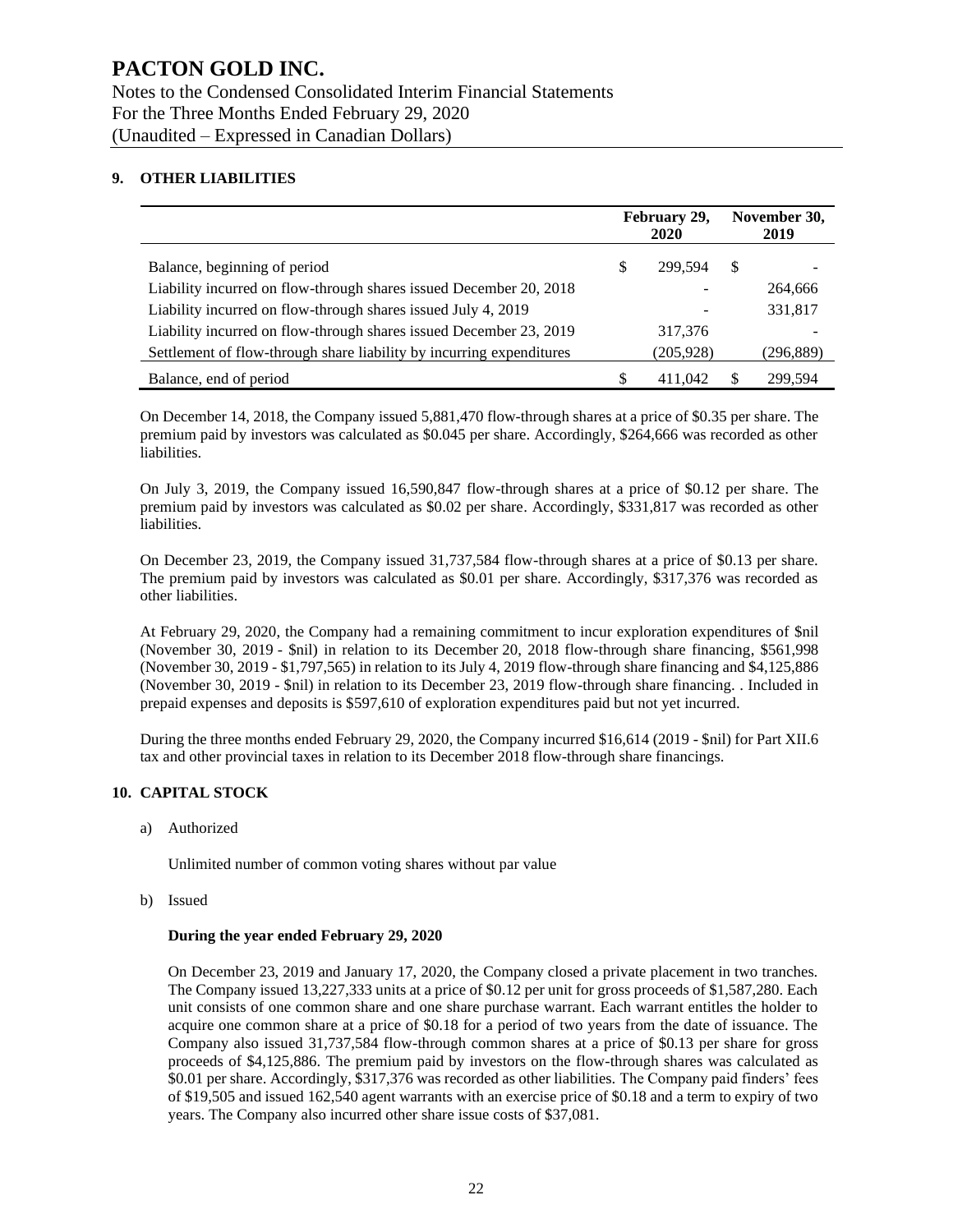## 9. OTHER LIABILITIES

| | February 29, 2020 | November 30, 2019 |
|---|---|---|
| Balance, beginning of period | $ 299,594 | $ - |
| Liability incurred on flow-through shares issued December 20, 2018 | - | 264,666 |
| Liability incurred on flow-through shares issued July 4, 2019 | - | 331,817 |
| Liability incurred on flow-through shares issued December 23, 2019 | 317,376 | - |
| Settlement of flow-through share liability by incurring expenditures | (205,928) | (296,889) |
| Balance, end of period | $ 411,042 | $ 299,594 |

On December 14, 2018, the Company issued 5,881,470 flow-through shares at a price of $0.35 per share. The premium paid by investors was calculated as $0.045 per share. Accordingly, $264,666 was recorded as other liabilities.

On July 3, 2019, the Company issued 16,590,847 flow-through shares at a price of $0.12 per share. The premium paid by investors was calculated as $0.02 per share. Accordingly, $331,817 was recorded as other liabilities.

On December 23, 2019, the Company issued 31,737,584 flow-through shares at a price of $0.13 per share. The premium paid by investors was calculated as $0.01 per share. Accordingly, $317,376 was recorded as other liabilities.

At February 29, 2020, the Company had a remaining commitment to incur exploration expenditures of $nil (November 30, 2019 - $nil) in relation to its December 20, 2018 flow-through share financing, $561,998 (November 30, 2019 - $1,797,565) in relation to its July 4, 2019 flow-through share financing and $4,125,886 (November 30, 2019 - $nil) in relation to its December 23, 2019 flow-through share financing. . Included in prepaid expenses and deposits is $597,610 of exploration expenditures paid but not yet incurred.

During the three months ended February 29, 2020, the Company incurred $16,614 (2019 - $nil) for Part XII.6 tax and other provincial taxes in relation to its December 2018 flow-through share financings.

## 10. CAPITAL STOCK

a) Authorized

Unlimited number of common voting shares without par value

b) Issued

**During the year ended February 29, 2020**

On December 23, 2019 and January 17, 2020, the Company closed a private placement in two tranches. The Company issued 13,227,333 units at a price of $0.12 per unit for gross proceeds of $1,587,280. Each unit consists of one common share and one share purchase warrant. Each warrant entitles the holder to acquire one common share at a price of $0.18 for a period of two years from the date of issuance. The Company also issued 31,737,584 flow-through common shares at a price of $0.13 per share for gross proceeds of $4,125,886. The premium paid by investors on the flow-through shares was calculated as $0.01 per share. Accordingly, $317,376 was recorded as other liabilities. The Company paid finders' fees of $19,505 and issued 162,540 agent warrants with an exercise price of $0.18 and a term to expiry of two years. The Company also incurred other share issue costs of $37,081.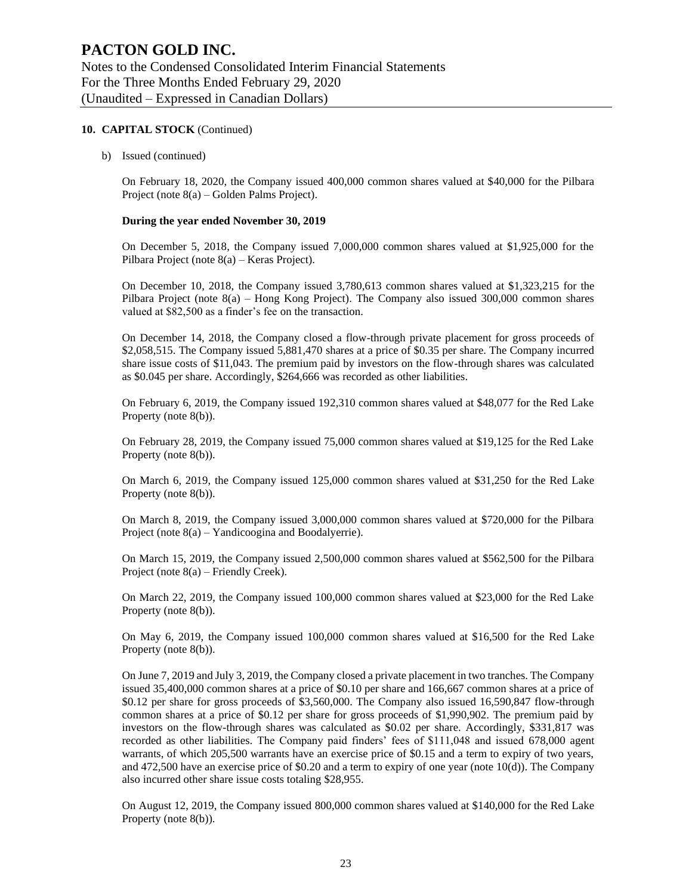**10. CAPITAL STOCK** (Continued)

b) Issued (continued)

On February 18, 2020, the Company issued 400,000 common shares valued at $40,000 for the Pilbara Project (note 8(a) – Golden Palms Project).

**During the year ended November 30, 2019**

On December 5, 2018, the Company issued 7,000,000 common shares valued at $1,925,000 for the Pilbara Project (note 8(a) – Keras Project).

On December 10, 2018, the Company issued 3,780,613 common shares valued at $1,323,215 for the Pilbara Project (note 8(a) – Hong Kong Project). The Company also issued 300,000 common shares valued at $82,500 as a finder's fee on the transaction.

On December 14, 2018, the Company closed a flow-through private placement for gross proceeds of $2,058,515. The Company issued 5,881,470 shares at a price of $0.35 per share. The Company incurred share issue costs of $11,043. The premium paid by investors on the flow-through shares was calculated as $0.045 per share. Accordingly, $264,666 was recorded as other liabilities.

On February 6, 2019, the Company issued 192,310 common shares valued at $48,077 for the Red Lake Property (note 8(b)).

On February 28, 2019, the Company issued 75,000 common shares valued at $19,125 for the Red Lake Property (note 8(b)).

On March 6, 2019, the Company issued 125,000 common shares valued at $31,250 for the Red Lake Property (note 8(b)).

On March 8, 2019, the Company issued 3,000,000 common shares valued at $720,000 for the Pilbara Project (note 8(a) – Yandicoogina and Boodalyerrie).

On March 15, 2019, the Company issued 2,500,000 common shares valued at $562,500 for the Pilbara Project (note 8(a) – Friendly Creek).

On March 22, 2019, the Company issued 100,000 common shares valued at $23,000 for the Red Lake Property (note 8(b)).

On May 6, 2019, the Company issued 100,000 common shares valued at $16,500 for the Red Lake Property (note 8(b)).

On June 7, 2019 and July 3, 2019, the Company closed a private placement in two tranches. The Company issued 35,400,000 common shares at a price of $0.10 per share and 166,667 common shares at a price of $0.12 per share for gross proceeds of $3,560,000. The Company also issued 16,590,847 flow-through common shares at a price of $0.12 per share for gross proceeds of $1,990,902. The premium paid by investors on the flow-through shares was calculated as $0.02 per share. Accordingly, $331,817 was recorded as other liabilities. The Company paid finders' fees of $111,048 and issued 678,000 agent warrants, of which 205,500 warrants have an exercise price of $0.15 and a term to expiry of two years, and 472,500 have an exercise price of $0.20 and a term to expiry of one year (note 10(d)). The Company also incurred other share issue costs totaling $28,955.

On August 12, 2019, the Company issued 800,000 common shares valued at $140,000 for the Red Lake Property (note 8(b)).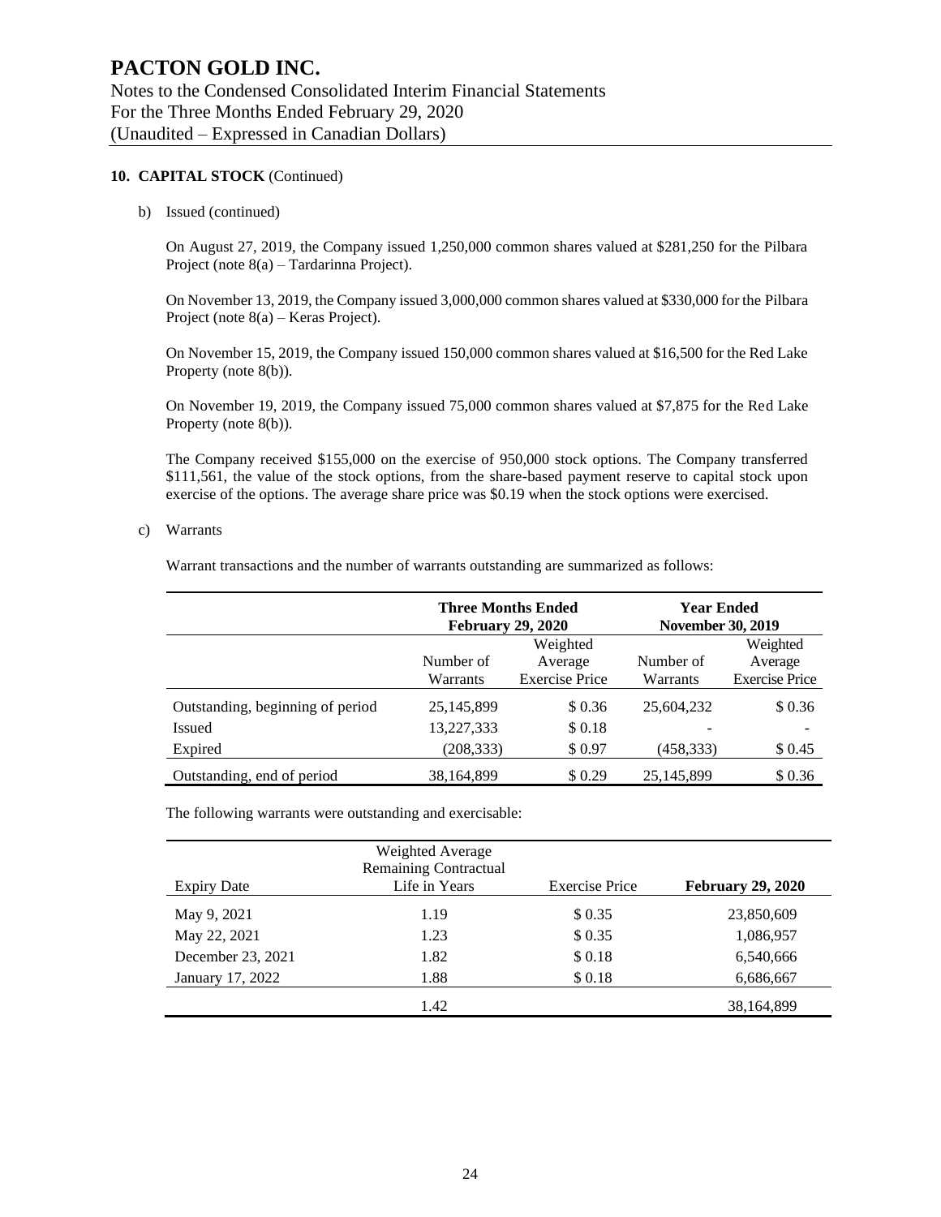**10. CAPITAL STOCK** (Continued)

b) Issued (continued)

On August 27, 2019, the Company issued 1,250,000 common shares valued at $281,250 for the Pilbara Project (note 8(a) – Tardarinna Project).

On November 13, 2019, the Company issued 3,000,000 common shares valued at $330,000 for the Pilbara Project (note 8(a) – Keras Project).

On November 15, 2019, the Company issued 150,000 common shares valued at $16,500 for the Red Lake Property (note 8(b)).

On November 19, 2019, the Company issued 75,000 common shares valued at $7,875 for the Red Lake Property (note 8(b)).

The Company received $155,000 on the exercise of 950,000 stock options. The Company transferred $111,561, the value of the stock options, from the share-based payment reserve to capital stock upon exercise of the options. The average share price was $0.19 when the stock options were exercised.

c) Warrants

Warrant transactions and the number of warrants outstanding are summarized as follows:

| | **Three Months Ended February 29, 2020** | | **Year Ended November 30, 2019** | |
|---|---|---|---|---|
| | Number of Warrants | Weighted Average Exercise Price | Number of Warrants | Weighted Average Exercise Price |
| Outstanding, beginning of period | 25,145,899 | $ 0.36 | 25,604,232 | $ 0.36 |
| Issued | 13,227,333 | $ 0.18 | - | - |
| Expired | (208,333) | $ 0.97 | (458,333) | $ 0.45 |
| Outstanding, end of period | 38,164,899 | $ 0.29 | 25,145,899 | $ 0.36 |

The following warrants were outstanding and exercisable:

| Expiry Date | Weighted Average Remaining Contractual Life in Years | Exercise Price | **February 29, 2020** |
|---|---|---|---|
| May 9, 2021 | 1.19 | $ 0.35 | 23,850,609 |
| May 22, 2021 | 1.23 | $ 0.35 | 1,086,957 |
| December 23, 2021 | 1.82 | $ 0.18 | 6,540,666 |
| January 17, 2022 | 1.88 | $ 0.18 | 6,686,667 |
| | 1.42 | | 38,164,899 |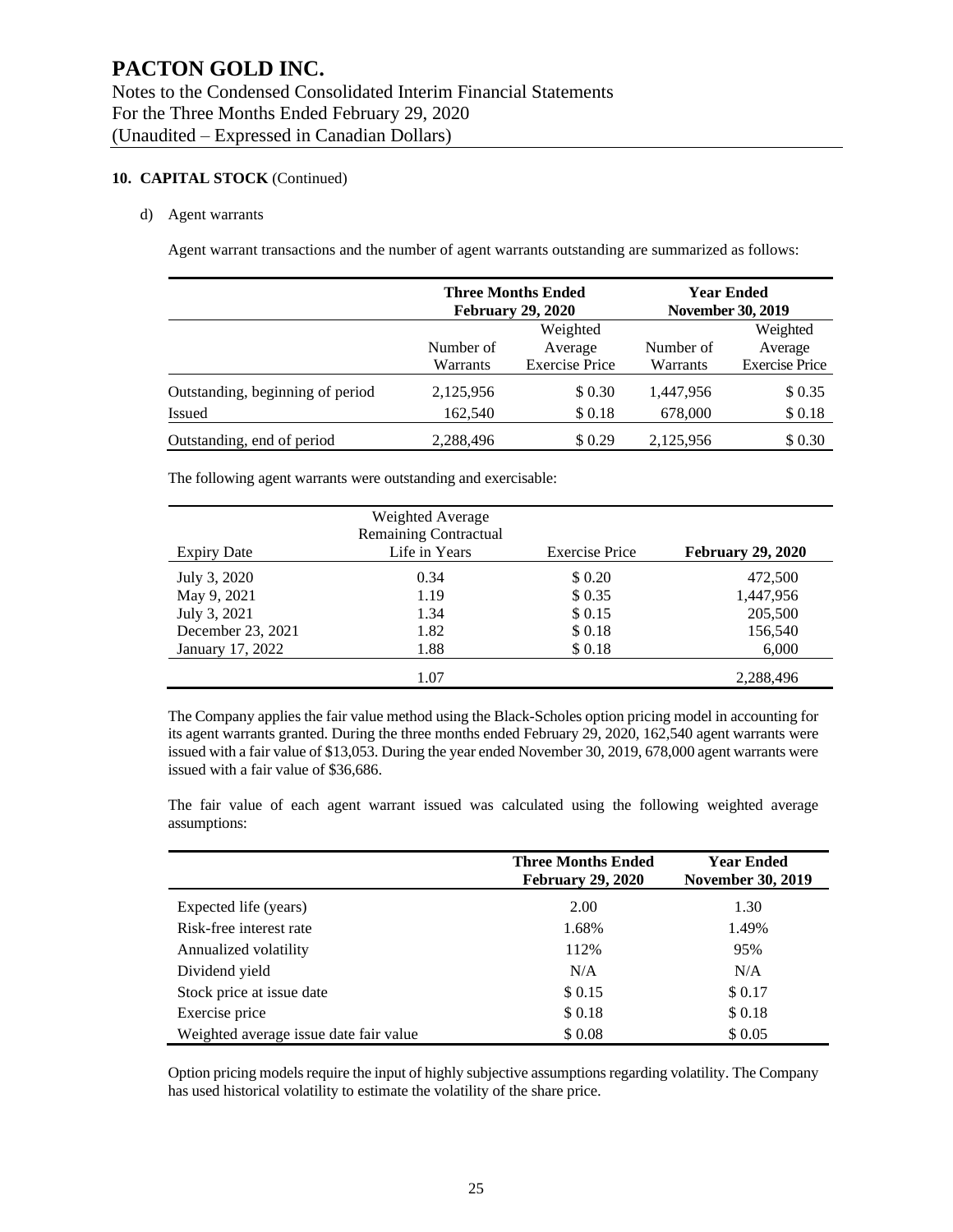# PACTON GOLD INC.

Notes to the Condensed Consolidated Interim Financial Statements
For the Three Months Ended February 29, 2020
(Unaudited – Expressed in Canadian Dollars)

**10. CAPITAL STOCK** (Continued)

d) Agent warrants

Agent warrant transactions and the number of agent warrants outstanding are summarized as follows:

| | **Three Months Ended February 29, 2020** | | **Year Ended November 30, 2019** | |
|---|---|---|---|---|
| | Number of Warrants | Weighted Average Exercise Price | Number of Warrants | Weighted Average Exercise Price |
| Outstanding, beginning of period | 2,125,956 | $ 0.30 | 1,447,956 | $ 0.35 |
| Issued | 162,540 | $ 0.18 | 678,000 | $ 0.18 |
| Outstanding, end of period | 2,288,496 | $ 0.29 | 2,125,956 | $ 0.30 |

The following agent warrants were outstanding and exercisable:

| Expiry Date | Weighted Average Remaining Contractual Life in Years | Exercise Price | **February 29, 2020** |
|---|---|---|---|
| July 3, 2020 | 0.34 | $ 0.20 | 472,500 |
| May 9, 2021 | 1.19 | $ 0.35 | 1,447,956 |
| July 3, 2021 | 1.34 | $ 0.15 | 205,500 |
| December 23, 2021 | 1.82 | $ 0.18 | 156,540 |
| January 17, 2022 | 1.88 | $ 0.18 | 6,000 |
| | 1.07 | | 2,288,496 |

The Company applies the fair value method using the Black-Scholes option pricing model in accounting for its agent warrants granted. During the three months ended February 29, 2020, 162,540 agent warrants were issued with a fair value of $13,053. During the year ended November 30, 2019, 678,000 agent warrants were issued with a fair value of $36,686.

The fair value of each agent warrant issued was calculated using the following weighted average assumptions:

| | **Three Months Ended February 29, 2020** | **Year Ended November 30, 2019** |
|---|---|---|
| Expected life (years) | 2.00 | 1.30 |
| Risk-free interest rate | 1.68% | 1.49% |
| Annualized volatility | 112% | 95% |
| Dividend yield | N/A | N/A |
| Stock price at issue date | $ 0.15 | $ 0.17 |
| Exercise price | $ 0.18 | $ 0.18 |
| Weighted average issue date fair value | $ 0.08 | $ 0.05 |

Option pricing models require the input of highly subjective assumptions regarding volatility. The Company has used historical volatility to estimate the volatility of the share price.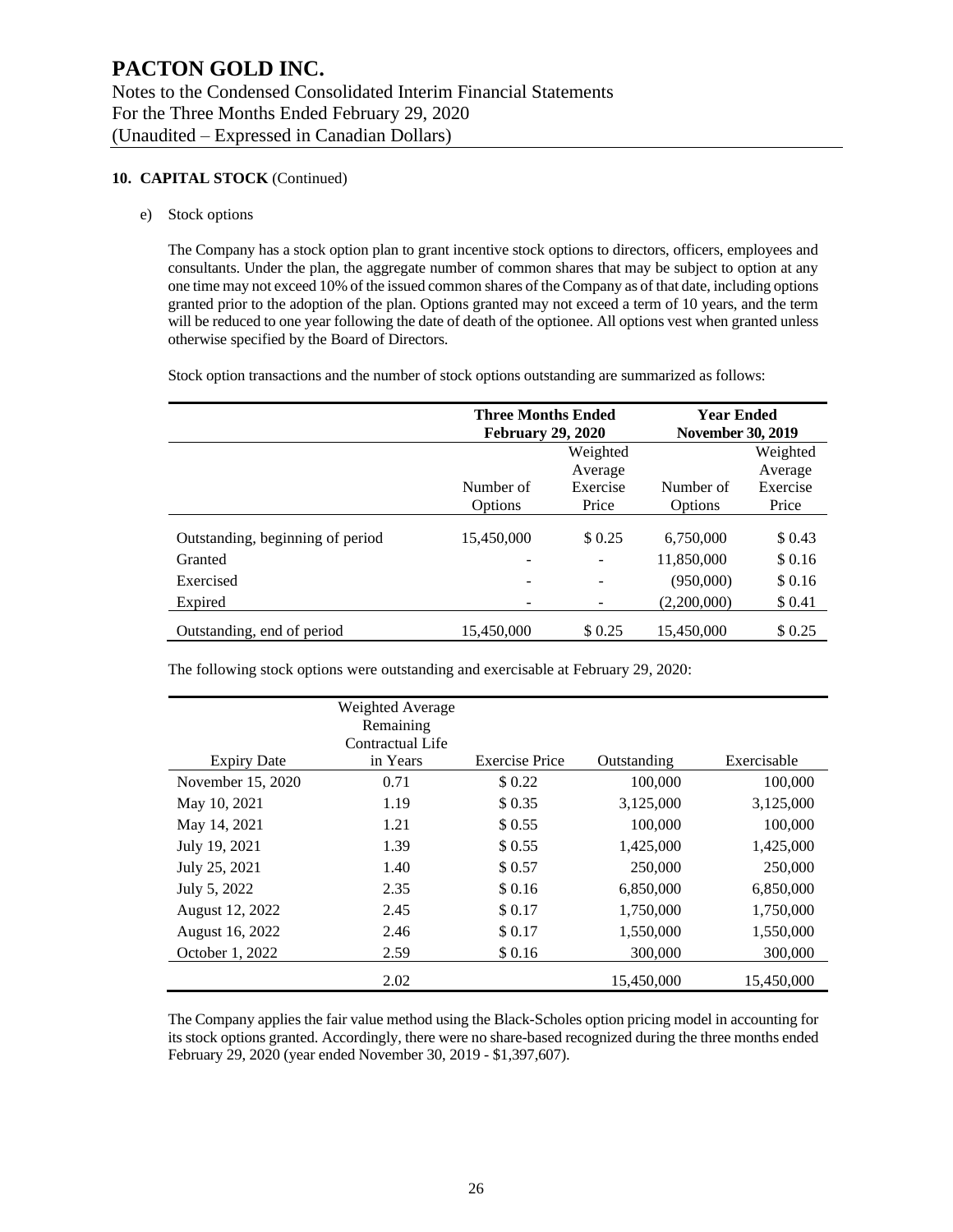## 10. CAPITAL STOCK (Continued)

e) Stock options

The Company has a stock option plan to grant incentive stock options to directors, officers, employees and consultants. Under the plan, the aggregate number of common shares that may be subject to option at any one time may not exceed 10% of the issued common shares of the Company as of that date, including options granted prior to the adoption of the plan. Options granted may not exceed a term of 10 years, and the term will be reduced to one year following the date of death of the optionee. All options vest when granted unless otherwise specified by the Board of Directors.

Stock option transactions and the number of stock options outstanding are summarized as follows:

| | Three Months Ended February 29, 2020 | | Year Ended November 30, 2019 | |
|---|---|---|---|---|
| | Number of Options | Weighted Average Exercise Price | Number of Options | Weighted Average Exercise Price |
| Outstanding, beginning of period | 15,450,000 | $ 0.25 | 6,750,000 | $ 0.43 |
| Granted | - | - | 11,850,000 | $ 0.16 |
| Exercised | - | - | (950,000) | $ 0.16 |
| Expired | - | - | (2,200,000) | $ 0.41 |
| Outstanding, end of period | 15,450,000 | $ 0.25 | 15,450,000 | $ 0.25 |

The following stock options were outstanding and exercisable at February 29, 2020:

| Expiry Date | Weighted Average Remaining Contractual Life in Years | Exercise Price | Outstanding | Exercisable |
|---|---|---|---|---|
| November 15, 2020 | 0.71 | $ 0.22 | 100,000 | 100,000 |
| May 10, 2021 | 1.19 | $ 0.35 | 3,125,000 | 3,125,000 |
| May 14, 2021 | 1.21 | $ 0.55 | 100,000 | 100,000 |
| July 19, 2021 | 1.39 | $ 0.55 | 1,425,000 | 1,425,000 |
| July 25, 2021 | 1.40 | $ 0.57 | 250,000 | 250,000 |
| July 5, 2022 | 2.35 | $ 0.16 | 6,850,000 | 6,850,000 |
| August 12, 2022 | 2.45 | $ 0.17 | 1,750,000 | 1,750,000 |
| August 16, 2022 | 2.46 | $ 0.17 | 1,550,000 | 1,550,000 |
| October 1, 2022 | 2.59 | $ 0.16 | 300,000 | 300,000 |
| | 2.02 | | 15,450,000 | 15,450,000 |

The Company applies the fair value method using the Black-Scholes option pricing model in accounting for its stock options granted. Accordingly, there were no share-based recognized during the three months ended February 29, 2020 (year ended November 30, 2019 - $1,397,607).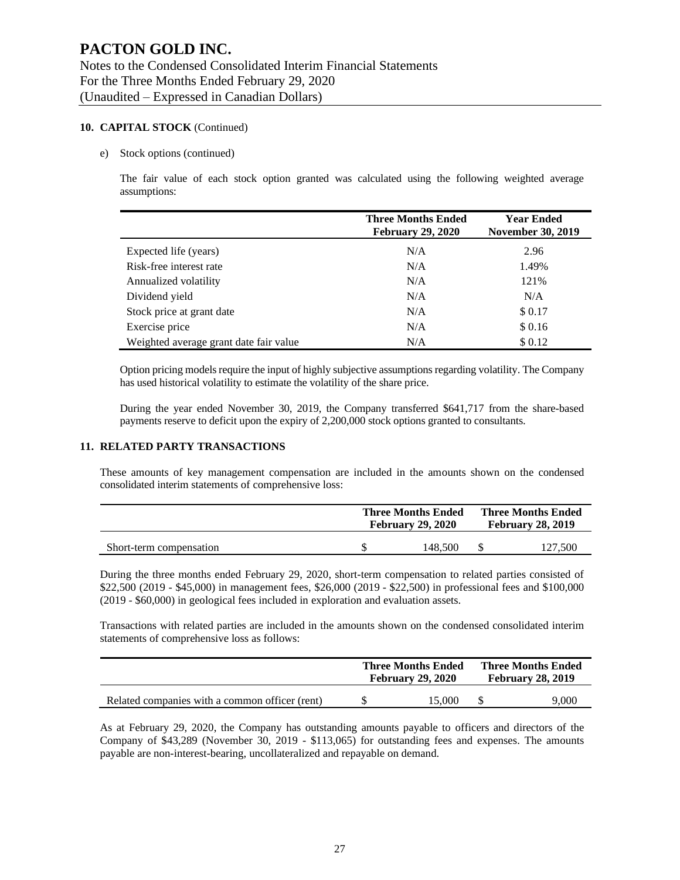# PACTON GOLD INC.

Notes to the Condensed Consolidated Interim Financial Statements
For the Three Months Ended February 29, 2020
(Unaudited – Expressed in Canadian Dollars)

## 10. CAPITAL STOCK (Continued)

e) Stock options (continued)

The fair value of each stock option granted was calculated using the following weighted average assumptions:

| | Three Months Ended February 29, 2020 | Year Ended November 30, 2019 |
|---|---|---|
| Expected life (years) | N/A | 2.96 |
| Risk-free interest rate | N/A | 1.49% |
| Annualized volatility | N/A | 121% |
| Dividend yield | N/A | N/A |
| Stock price at grant date | N/A | $ 0.17 |
| Exercise price | N/A | $ 0.16 |
| Weighted average grant date fair value | N/A | $ 0.12 |

Option pricing models require the input of highly subjective assumptions regarding volatility. The Company has used historical volatility to estimate the volatility of the share price.

During the year ended November 30, 2019, the Company transferred $641,717 from the share-based payments reserve to deficit upon the expiry of 2,200,000 stock options granted to consultants.

## 11. RELATED PARTY TRANSACTIONS

These amounts of key management compensation are included in the amounts shown on the condensed consolidated interim statements of comprehensive loss:

| | Three Months Ended February 29, 2020 | Three Months Ended February 28, 2019 |
|---|---|---|
| Short-term compensation | $ 148,500 | $ 127,500 |

During the three months ended February 29, 2020, short-term compensation to related parties consisted of $22,500 (2019 - $45,000) in management fees, $26,000 (2019 - $22,500) in professional fees and $100,000 (2019 - $60,000) in geological fees included in exploration and evaluation assets.

Transactions with related parties are included in the amounts shown on the condensed consolidated interim statements of comprehensive loss as follows:

| | Three Months Ended February 29, 2020 | Three Months Ended February 28, 2019 |
|---|---|---|
| Related companies with a common officer (rent) | $ 15,000 | $ 9,000 |

As at February 29, 2020, the Company has outstanding amounts payable to officers and directors of the Company of $43,289 (November 30, 2019 - $113,065) for outstanding fees and expenses. The amounts payable are non-interest-bearing, uncollateralized and repayable on demand.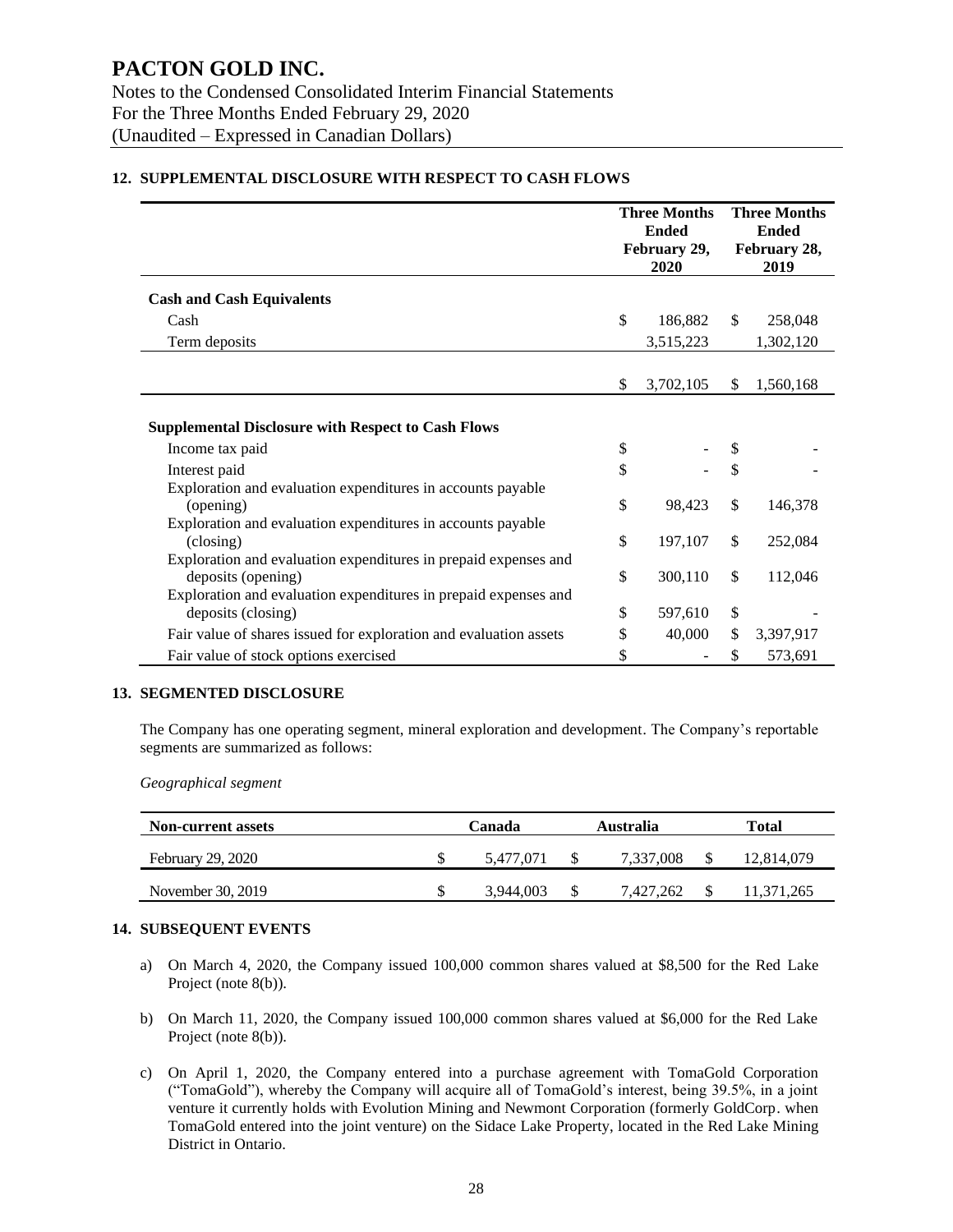## 12. SUPPLEMENTAL DISCLOSURE WITH RESPECT TO CASH FLOWS

| | Three Months Ended February 29, 2020 | Three Months Ended February 28, 2019 |
|---|---|---|
| **Cash and Cash Equivalents** | | |
| Cash | $ 186,882 | $ 258,048 |
| Term deposits | 3,515,223 | 1,302,120 |
| | $ 3,702,105 | $ 1,560,168 |
| **Supplemental Disclosure with Respect to Cash Flows** | | |
| Income tax paid | $ - | $ - |
| Interest paid | $ - | $ - |
| Exploration and evaluation expenditures in accounts payable (opening) | $ 98,423 | $ 146,378 |
| Exploration and evaluation expenditures in accounts payable (closing) | $ 197,107 | $ 252,084 |
| Exploration and evaluation expenditures in prepaid expenses and deposits (opening) | $ 300,110 | $ 112,046 |
| Exploration and evaluation expenditures in prepaid expenses and deposits (closing) | $ 597,610 | $ - |
| Fair value of shares issued for exploration and evaluation assets | $ 40,000 | $ 3,397,917 |
| Fair value of stock options exercised | $ - | $ 573,691 |

## 13. SEGMENTED DISCLOSURE

The Company has one operating segment, mineral exploration and development. The Company's reportable segments are summarized as follows:

*Geographical segment*

| Non-current assets | Canada | Australia | Total |
|---|---|---|---|
| February 29, 2020 | $ 5,477,071 | $ 7,337,008 | $ 12,814,079 |
| November 30, 2019 | $ 3,944,003 | $ 7,427,262 | $ 11,371,265 |

## 14. SUBSEQUENT EVENTS

a) On March 4, 2020, the Company issued 100,000 common shares valued at $8,500 for the Red Lake Project (note 8(b)).

b) On March 11, 2020, the Company issued 100,000 common shares valued at $6,000 for the Red Lake Project (note 8(b)).

c) On April 1, 2020, the Company entered into a purchase agreement with TomaGold Corporation ("TomaGold"), whereby the Company will acquire all of TomaGold's interest, being 39.5%, in a joint venture it currently holds with Evolution Mining and Newmont Corporation (formerly GoldCorp. when TomaGold entered into the joint venture) on the Sidace Lake Property, located in the Red Lake Mining District in Ontario.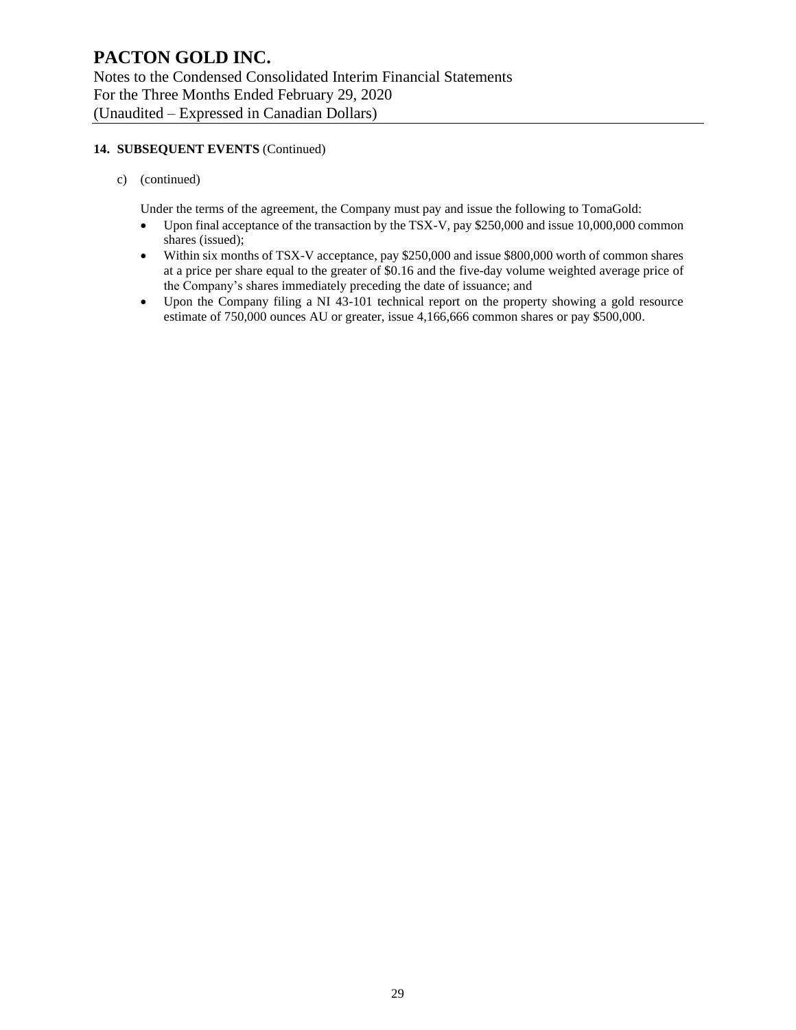### 14. SUBSEQUENT EVENTS (Continued)

c) (continued)

Under the terms of the agreement, the Company must pay and issue the following to TomaGold:

- Upon final acceptance of the transaction by the TSX-V, pay $250,000 and issue 10,000,000 common shares (issued);
- Within six months of TSX-V acceptance, pay $250,000 and issue $800,000 worth of common shares at a price per share equal to the greater of $0.16 and the five-day volume weighted average price of the Company's shares immediately preceding the date of issuance; and
- Upon the Company filing a NI 43-101 technical report on the property showing a gold resource estimate of 750,000 ounces AU or greater, issue 4,166,666 common shares or pay $500,000.